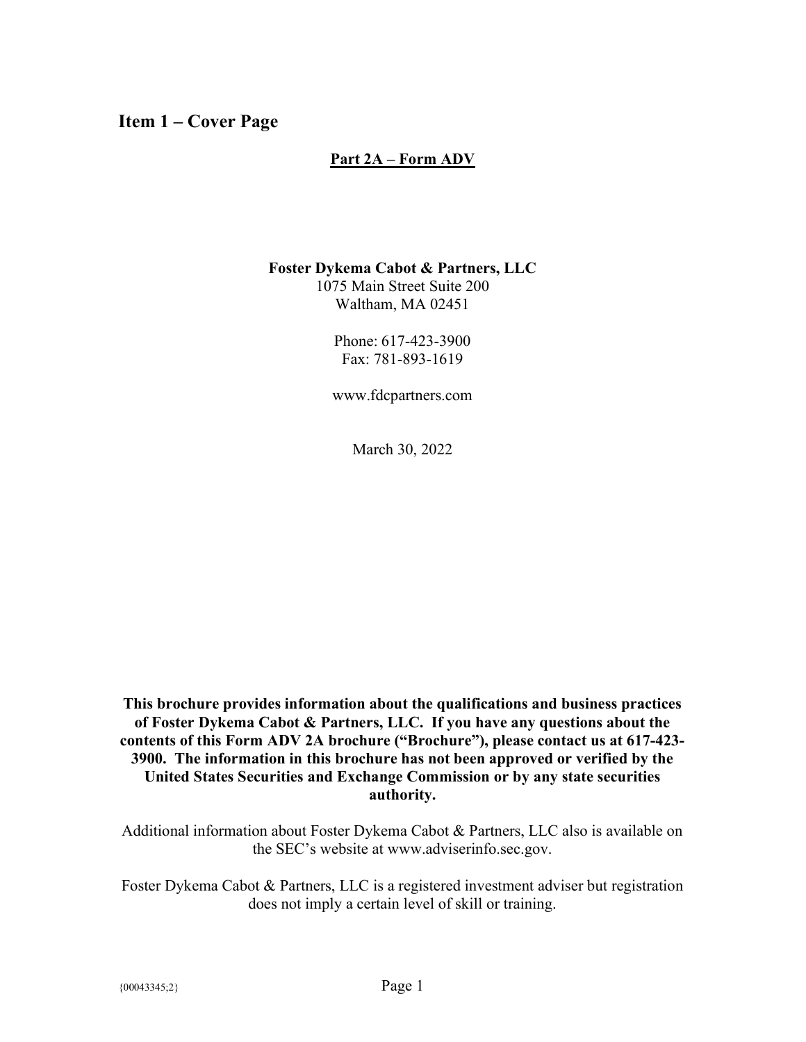# Item 1 – Cover Page

## Part 2A – Form ADV

**Foster Dykema Cabot & Partners, LLC**
1075 Main Street Suite 200
Waltham, MA 02451

Phone: 617-423-3900
Fax: 781-893-1619

www.fdcpartners.com

March 30, 2022

**This brochure provides information about the qualifications and business practices of Foster Dykema Cabot & Partners, LLC. If you have any questions about the contents of this Form ADV 2A brochure ("Brochure"), please contact us at 617-423-3900. The information in this brochure has not been approved or verified by the United States Securities and Exchange Commission or by any state securities authority.**

Additional information about Foster Dykema Cabot & Partners, LLC also is available on the SEC's website at www.adviserinfo.sec.gov.

Foster Dykema Cabot & Partners, LLC is a registered investment adviser but registration does not imply a certain level of skill or training.

{00043345;2}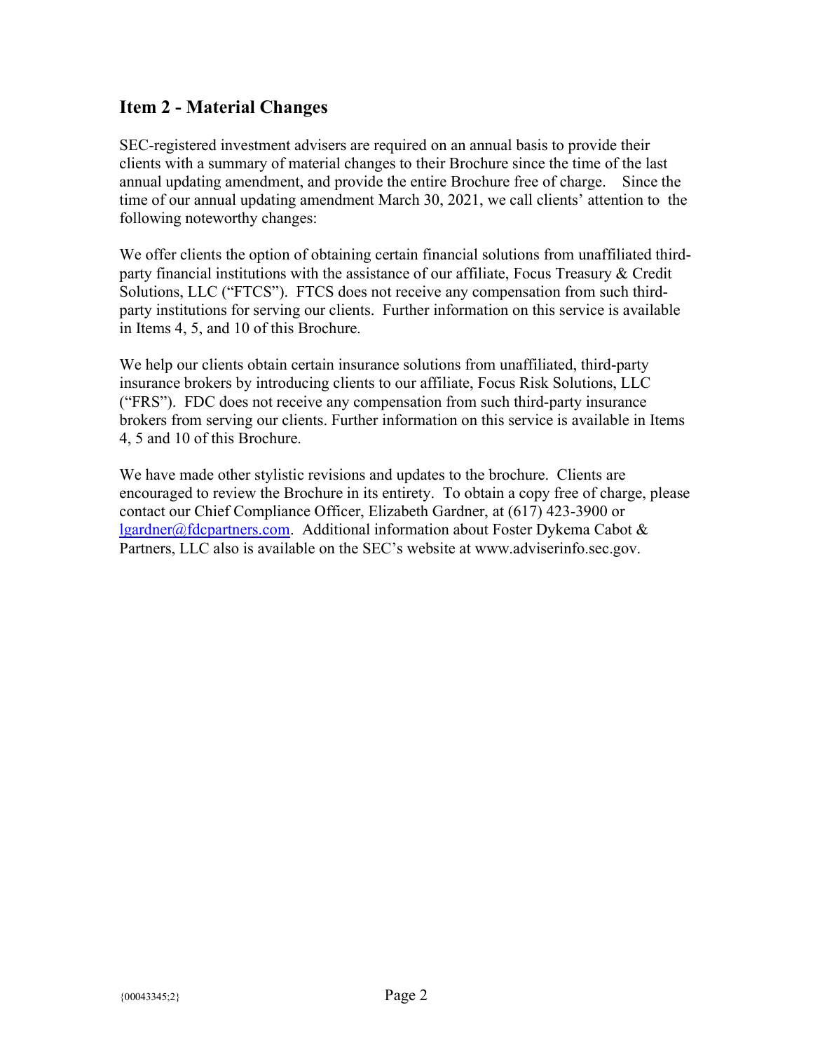## Item 2 - Material Changes

SEC-registered investment advisers are required on an annual basis to provide their clients with a summary of material changes to their Brochure since the time of the last annual updating amendment, and provide the entire Brochure free of charge. Since the time of our annual updating amendment March 30, 2021, we call clients' attention to the following noteworthy changes:

We offer clients the option of obtaining certain financial solutions from unaffiliated third-party financial institutions with the assistance of our affiliate, Focus Treasury & Credit Solutions, LLC ("FTCS"). FTCS does not receive any compensation from such third-party institutions for serving our clients. Further information on this service is available in Items 4, 5, and 10 of this Brochure.

We help our clients obtain certain insurance solutions from unaffiliated, third-party insurance brokers by introducing clients to our affiliate, Focus Risk Solutions, LLC ("FRS"). FDC does not receive any compensation from such third-party insurance brokers from serving our clients. Further information on this service is available in Items 4, 5 and 10 of this Brochure.

We have made other stylistic revisions and updates to the brochure. Clients are encouraged to review the Brochure in its entirety. To obtain a copy free of charge, please contact our Chief Compliance Officer, Elizabeth Gardner, at (617) 423-3900 or lgardner@fdcpartners.com. Additional information about Foster Dykema Cabot & Partners, LLC also is available on the SEC's website at www.adviserinfo.sec.gov.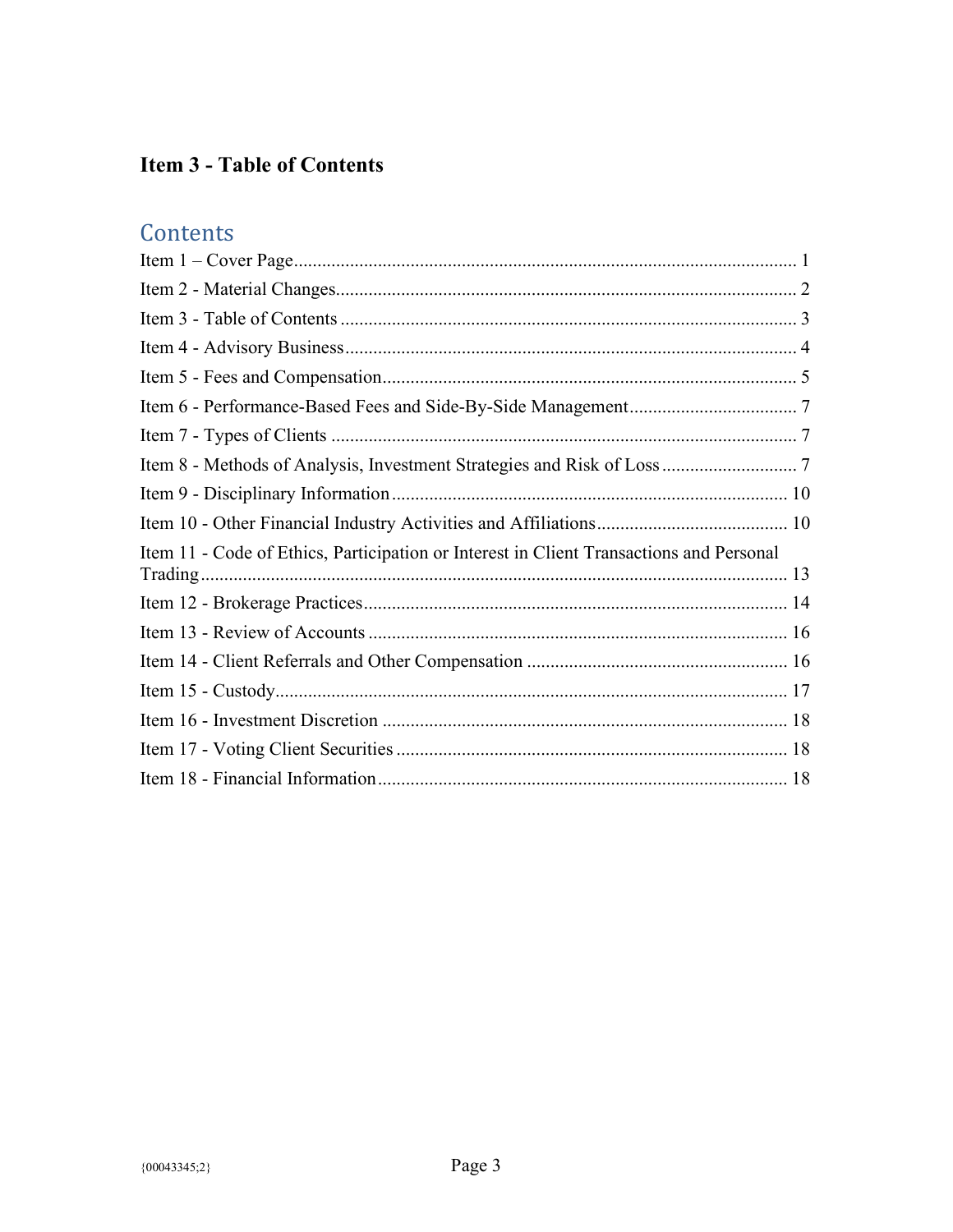## Item 3 - Table of Contents

### Contents

Item 1 – Cover Page........................................................................................................... 1

Item 2 - Material Changes.................................................................................................. 2

Item 3 - Table of Contents ................................................................................................. 3

Item 4 - Advisory Business................................................................................................ 4

Item 5 - Fees and Compensation........................................................................................ 5

Item 6 - Performance-Based Fees and Side-By-Side Management.................................... 7

Item 7 - Types of Clients ................................................................................................... 7

Item 8 - Methods of Analysis, Investment Strategies and Risk of Loss ............................. 7

Item 9 - Disciplinary Information .................................................................................... 10

Item 10 - Other Financial Industry Activities and Affiliations......................................... 10

Item 11 - Code of Ethics, Participation or Interest in Client Transactions and Personal Trading............................................................................................................................. 13

Item 12 - Brokerage Practices.......................................................................................... 14

Item 13 - Review of Accounts ......................................................................................... 16

Item 14 - Client Referrals and Other Compensation ........................................................ 16

Item 15 - Custody............................................................................................................. 17

Item 16 - Investment Discretion ....................................................................................... 18

Item 17 - Voting Client Securities .................................................................................... 18

Item 18 - Financial Information....................................................................................... 18

{00043345;2}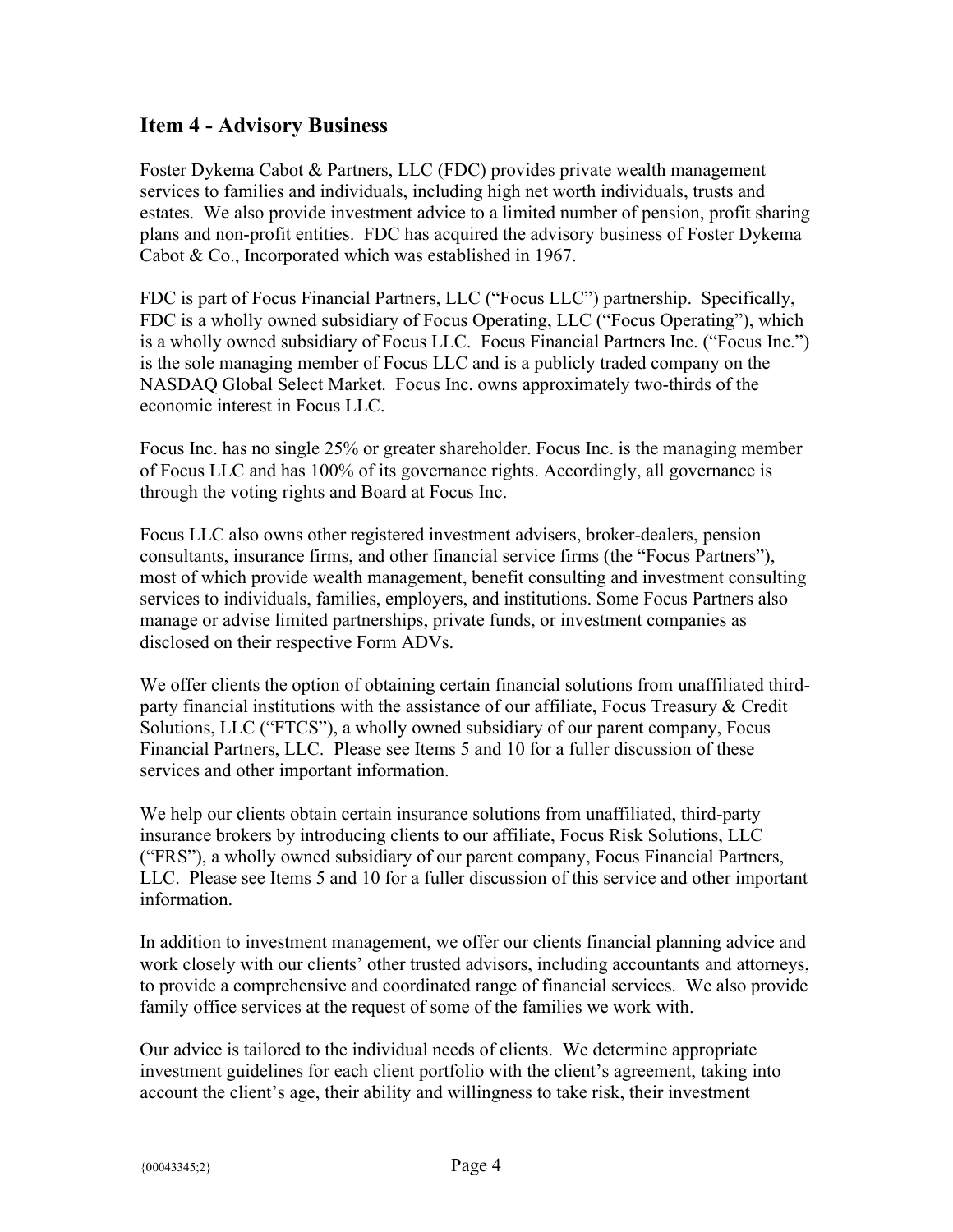## Item 4 - Advisory Business

Foster Dykema Cabot & Partners, LLC (FDC) provides private wealth management services to families and individuals, including high net worth individuals, trusts and estates. We also provide investment advice to a limited number of pension, profit sharing plans and non-profit entities. FDC has acquired the advisory business of Foster Dykema Cabot & Co., Incorporated which was established in 1967.

FDC is part of Focus Financial Partners, LLC ("Focus LLC") partnership. Specifically, FDC is a wholly owned subsidiary of Focus Operating, LLC ("Focus Operating"), which is a wholly owned subsidiary of Focus LLC. Focus Financial Partners Inc. ("Focus Inc.") is the sole managing member of Focus LLC and is a publicly traded company on the NASDAQ Global Select Market. Focus Inc. owns approximately two-thirds of the economic interest in Focus LLC.

Focus Inc. has no single 25% or greater shareholder. Focus Inc. is the managing member of Focus LLC and has 100% of its governance rights. Accordingly, all governance is through the voting rights and Board at Focus Inc.

Focus LLC also owns other registered investment advisers, broker-dealers, pension consultants, insurance firms, and other financial service firms (the "Focus Partners"), most of which provide wealth management, benefit consulting and investment consulting services to individuals, families, employers, and institutions. Some Focus Partners also manage or advise limited partnerships, private funds, or investment companies as disclosed on their respective Form ADVs.

We offer clients the option of obtaining certain financial solutions from unaffiliated third-party financial institutions with the assistance of our affiliate, Focus Treasury & Credit Solutions, LLC ("FTCS"), a wholly owned subsidiary of our parent company, Focus Financial Partners, LLC. Please see Items 5 and 10 for a fuller discussion of these services and other important information.

We help our clients obtain certain insurance solutions from unaffiliated, third-party insurance brokers by introducing clients to our affiliate, Focus Risk Solutions, LLC ("FRS"), a wholly owned subsidiary of our parent company, Focus Financial Partners, LLC. Please see Items 5 and 10 for a fuller discussion of this service and other important information.

In addition to investment management, we offer our clients financial planning advice and work closely with our clients' other trusted advisors, including accountants and attorneys, to provide a comprehensive and coordinated range of financial services. We also provide family office services at the request of some of the families we work with.

Our advice is tailored to the individual needs of clients. We determine appropriate investment guidelines for each client portfolio with the client's agreement, taking into account the client's age, their ability and willingness to take risk, their investment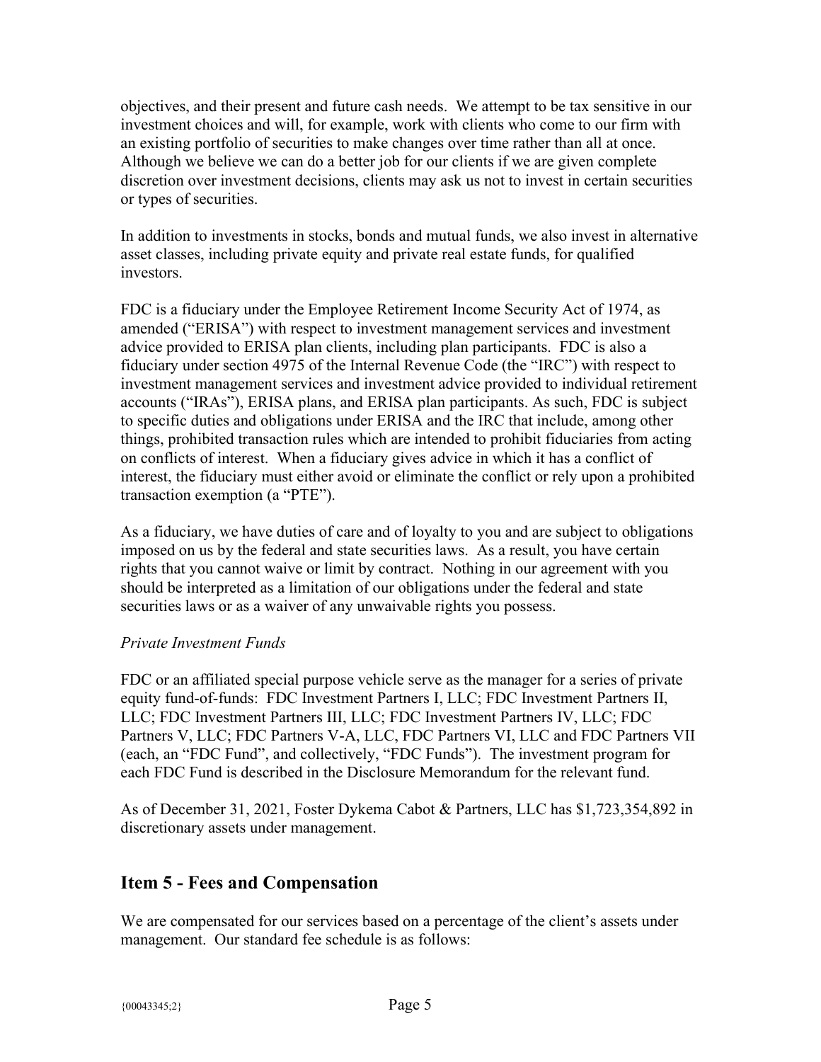objectives, and their present and future cash needs. We attempt to be tax sensitive in our investment choices and will, for example, work with clients who come to our firm with an existing portfolio of securities to make changes over time rather than all at once. Although we believe we can do a better job for our clients if we are given complete discretion over investment decisions, clients may ask us not to invest in certain securities or types of securities.

In addition to investments in stocks, bonds and mutual funds, we also invest in alternative asset classes, including private equity and private real estate funds, for qualified investors.

FDC is a fiduciary under the Employee Retirement Income Security Act of 1974, as amended ("ERISA") with respect to investment management services and investment advice provided to ERISA plan clients, including plan participants. FDC is also a fiduciary under section 4975 of the Internal Revenue Code (the "IRC") with respect to investment management services and investment advice provided to individual retirement accounts ("IRAs"), ERISA plans, and ERISA plan participants. As such, FDC is subject to specific duties and obligations under ERISA and the IRC that include, among other things, prohibited transaction rules which are intended to prohibit fiduciaries from acting on conflicts of interest. When a fiduciary gives advice in which it has a conflict of interest, the fiduciary must either avoid or eliminate the conflict or rely upon a prohibited transaction exemption (a "PTE").

As a fiduciary, we have duties of care and of loyalty to you and are subject to obligations imposed on us by the federal and state securities laws. As a result, you have certain rights that you cannot waive or limit by contract. Nothing in our agreement with you should be interpreted as a limitation of our obligations under the federal and state securities laws or as a waiver of any unwaivable rights you possess.

*Private Investment Funds*

FDC or an affiliated special purpose vehicle serve as the manager for a series of private equity fund-of-funds: FDC Investment Partners I, LLC; FDC Investment Partners II, LLC; FDC Investment Partners III, LLC; FDC Investment Partners IV, LLC; FDC Partners V, LLC; FDC Partners V-A, LLC, FDC Partners VI, LLC and FDC Partners VII (each, an "FDC Fund", and collectively, "FDC Funds"). The investment program for each FDC Fund is described in the Disclosure Memorandum for the relevant fund.

As of December 31, 2021, Foster Dykema Cabot & Partners, LLC has $1,723,354,892 in discretionary assets under management.

## Item 5 - Fees and Compensation

We are compensated for our services based on a percentage of the client's assets under management. Our standard fee schedule is as follows: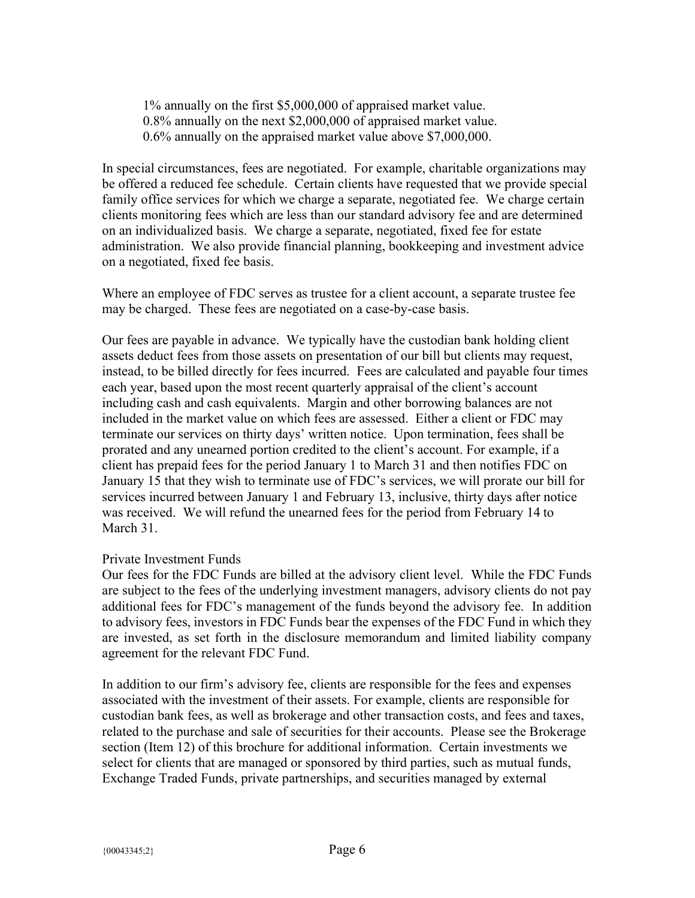1% annually on the first $5,000,000 of appraised market value.
0.8% annually on the next $2,000,000 of appraised market value.
0.6% annually on the appraised market value above $7,000,000.

In special circumstances, fees are negotiated. For example, charitable organizations may be offered a reduced fee schedule. Certain clients have requested that we provide special family office services for which we charge a separate, negotiated fee. We charge certain clients monitoring fees which are less than our standard advisory fee and are determined on an individualized basis. We charge a separate, negotiated, fixed fee for estate administration. We also provide financial planning, bookkeeping and investment advice on a negotiated, fixed fee basis.

Where an employee of FDC serves as trustee for a client account, a separate trustee fee may be charged. These fees are negotiated on a case-by-case basis.

Our fees are payable in advance. We typically have the custodian bank holding client assets deduct fees from those assets on presentation of our bill but clients may request, instead, to be billed directly for fees incurred. Fees are calculated and payable four times each year, based upon the most recent quarterly appraisal of the client's account including cash and cash equivalents. Margin and other borrowing balances are not included in the market value on which fees are assessed. Either a client or FDC may terminate our services on thirty days' written notice. Upon termination, fees shall be prorated and any unearned portion credited to the client's account. For example, if a client has prepaid fees for the period January 1 to March 31 and then notifies FDC on January 15 that they wish to terminate use of FDC's services, we will prorate our bill for services incurred between January 1 and February 13, inclusive, thirty days after notice was received. We will refund the unearned fees for the period from February 14 to March 31.

Private Investment Funds

Our fees for the FDC Funds are billed at the advisory client level. While the FDC Funds are subject to the fees of the underlying investment managers, advisory clients do not pay additional fees for FDC's management of the funds beyond the advisory fee. In addition to advisory fees, investors in FDC Funds bear the expenses of the FDC Fund in which they are invested, as set forth in the disclosure memorandum and limited liability company agreement for the relevant FDC Fund.

In addition to our firm's advisory fee, clients are responsible for the fees and expenses associated with the investment of their assets. For example, clients are responsible for custodian bank fees, as well as brokerage and other transaction costs, and fees and taxes, related to the purchase and sale of securities for their accounts. Please see the Brokerage section (Item 12) of this brochure for additional information. Certain investments we select for clients that are managed or sponsored by third parties, such as mutual funds, Exchange Traded Funds, private partnerships, and securities managed by external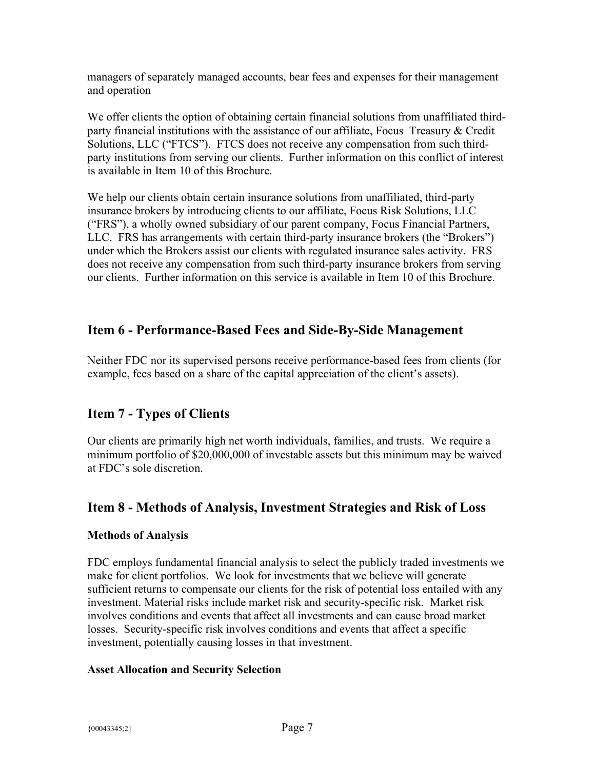managers of separately managed accounts, bear fees and expenses for their management and operation

We offer clients the option of obtaining certain financial solutions from unaffiliated third-party financial institutions with the assistance of our affiliate, Focus Treasury & Credit Solutions, LLC ("FTCS"). FTCS does not receive any compensation from such third-party institutions from serving our clients. Further information on this conflict of interest is available in Item 10 of this Brochure.

We help our clients obtain certain insurance solutions from unaffiliated, third-party insurance brokers by introducing clients to our affiliate, Focus Risk Solutions, LLC ("FRS"), a wholly owned subsidiary of our parent company, Focus Financial Partners, LLC. FRS has arrangements with certain third-party insurance brokers (the "Brokers") under which the Brokers assist our clients with regulated insurance sales activity. FRS does not receive any compensation from such third-party insurance brokers from serving our clients. Further information on this service is available in Item 10 of this Brochure.

## Item 6 - Performance-Based Fees and Side-By-Side Management

Neither FDC nor its supervised persons receive performance-based fees from clients (for example, fees based on a share of the capital appreciation of the client's assets).

## Item 7 - Types of Clients

Our clients are primarily high net worth individuals, families, and trusts. We require a minimum portfolio of $20,000,000 of investable assets but this minimum may be waived at FDC's sole discretion.

## Item 8 - Methods of Analysis, Investment Strategies and Risk of Loss

**Methods of Analysis**

FDC employs fundamental financial analysis to select the publicly traded investments we make for client portfolios. We look for investments that we believe will generate sufficient returns to compensate our clients for the risk of potential loss entailed with any investment. Material risks include market risk and security-specific risk. Market risk involves conditions and events that affect all investments and can cause broad market losses. Security-specific risk involves conditions and events that affect a specific investment, potentially causing losses in that investment.

**Asset Allocation and Security Selection**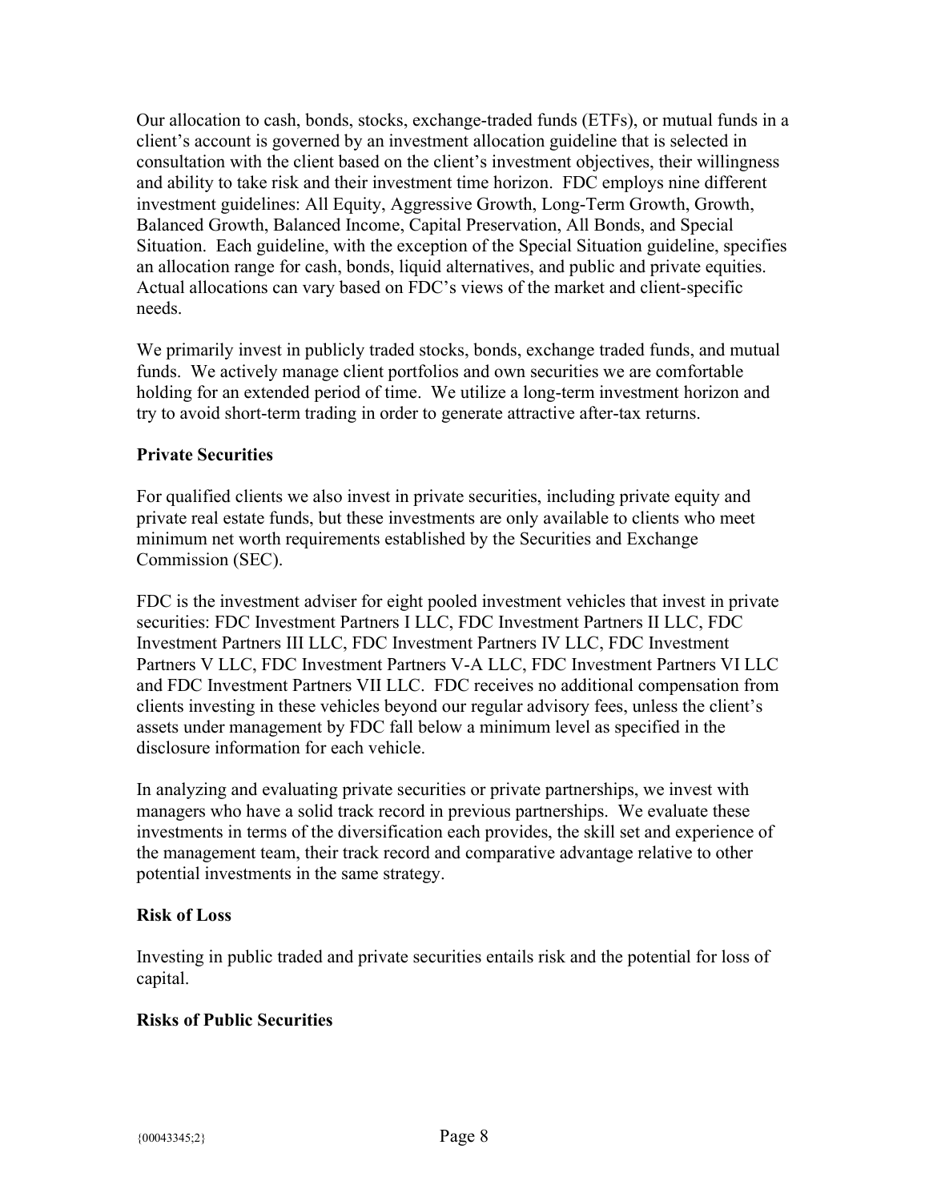Our allocation to cash, bonds, stocks, exchange-traded funds (ETFs), or mutual funds in a client's account is governed by an investment allocation guideline that is selected in consultation with the client based on the client's investment objectives, their willingness and ability to take risk and their investment time horizon. FDC employs nine different investment guidelines: All Equity, Aggressive Growth, Long-Term Growth, Growth, Balanced Growth, Balanced Income, Capital Preservation, All Bonds, and Special Situation. Each guideline, with the exception of the Special Situation guideline, specifies an allocation range for cash, bonds, liquid alternatives, and public and private equities. Actual allocations can vary based on FDC's views of the market and client-specific needs.

We primarily invest in publicly traded stocks, bonds, exchange traded funds, and mutual funds. We actively manage client portfolios and own securities we are comfortable holding for an extended period of time. We utilize a long-term investment horizon and try to avoid short-term trading in order to generate attractive after-tax returns.

**Private Securities**

For qualified clients we also invest in private securities, including private equity and private real estate funds, but these investments are only available to clients who meet minimum net worth requirements established by the Securities and Exchange Commission (SEC).

FDC is the investment adviser for eight pooled investment vehicles that invest in private securities: FDC Investment Partners I LLC, FDC Investment Partners II LLC, FDC Investment Partners III LLC, FDC Investment Partners IV LLC, FDC Investment Partners V LLC, FDC Investment Partners V-A LLC, FDC Investment Partners VI LLC and FDC Investment Partners VII LLC. FDC receives no additional compensation from clients investing in these vehicles beyond our regular advisory fees, unless the client's assets under management by FDC fall below a minimum level as specified in the disclosure information for each vehicle.

In analyzing and evaluating private securities or private partnerships, we invest with managers who have a solid track record in previous partnerships. We evaluate these investments in terms of the diversification each provides, the skill set and experience of the management team, their track record and comparative advantage relative to other potential investments in the same strategy.

**Risk of Loss**

Investing in public traded and private securities entails risk and the potential for loss of capital.

**Risks of Public Securities**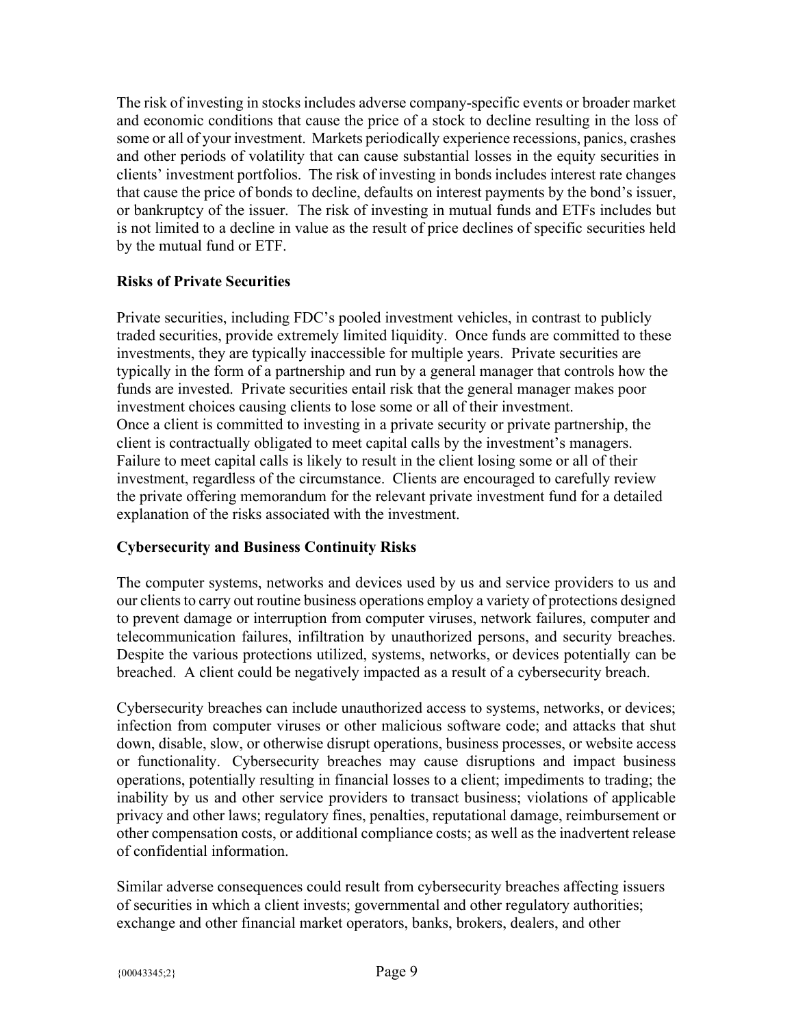The risk of investing in stocks includes adverse company-specific events or broader market and economic conditions that cause the price of a stock to decline resulting in the loss of some or all of your investment. Markets periodically experience recessions, panics, crashes and other periods of volatility that can cause substantial losses in the equity securities in clients' investment portfolios. The risk of investing in bonds includes interest rate changes that cause the price of bonds to decline, defaults on interest payments by the bond's issuer, or bankruptcy of the issuer. The risk of investing in mutual funds and ETFs includes but is not limited to a decline in value as the result of price declines of specific securities held by the mutual fund or ETF.

**Risks of Private Securities**

Private securities, including FDC's pooled investment vehicles, in contrast to publicly traded securities, provide extremely limited liquidity. Once funds are committed to these investments, they are typically inaccessible for multiple years. Private securities are typically in the form of a partnership and run by a general manager that controls how the funds are invested. Private securities entail risk that the general manager makes poor investment choices causing clients to lose some or all of their investment.
Once a client is committed to investing in a private security or private partnership, the client is contractually obligated to meet capital calls by the investment's managers. Failure to meet capital calls is likely to result in the client losing some or all of their investment, regardless of the circumstance. Clients are encouraged to carefully review the private offering memorandum for the relevant private investment fund for a detailed explanation of the risks associated with the investment.

**Cybersecurity and Business Continuity Risks**

The computer systems, networks and devices used by us and service providers to us and our clients to carry out routine business operations employ a variety of protections designed to prevent damage or interruption from computer viruses, network failures, computer and telecommunication failures, infiltration by unauthorized persons, and security breaches. Despite the various protections utilized, systems, networks, or devices potentially can be breached. A client could be negatively impacted as a result of a cybersecurity breach.

Cybersecurity breaches can include unauthorized access to systems, networks, or devices; infection from computer viruses or other malicious software code; and attacks that shut down, disable, slow, or otherwise disrupt operations, business processes, or website access or functionality. Cybersecurity breaches may cause disruptions and impact business operations, potentially resulting in financial losses to a client; impediments to trading; the inability by us and other service providers to transact business; violations of applicable privacy and other laws; regulatory fines, penalties, reputational damage, reimbursement or other compensation costs, or additional compliance costs; as well as the inadvertent release of confidential information.

Similar adverse consequences could result from cybersecurity breaches affecting issuers of securities in which a client invests; governmental and other regulatory authorities; exchange and other financial market operators, banks, brokers, dealers, and other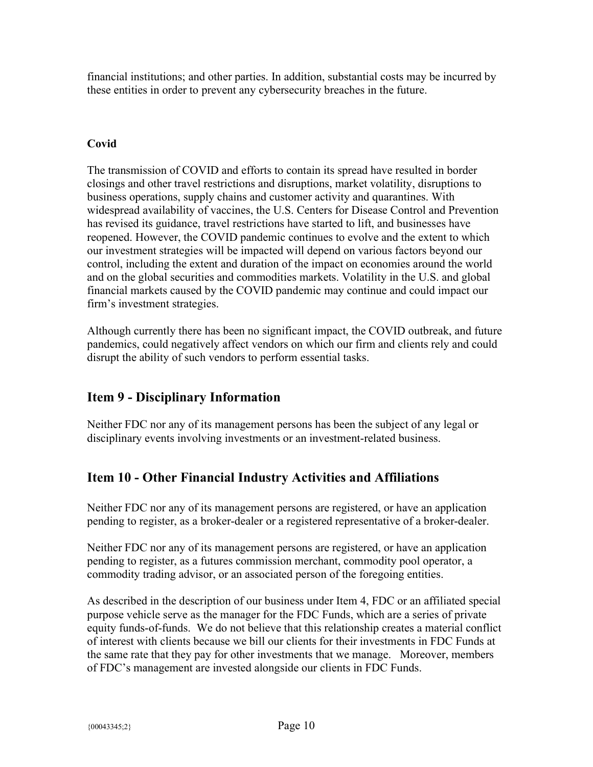financial institutions; and other parties. In addition, substantial costs may be incurred by these entities in order to prevent any cybersecurity breaches in the future.

**Covid**

The transmission of COVID and efforts to contain its spread have resulted in border closings and other travel restrictions and disruptions, market volatility, disruptions to business operations, supply chains and customer activity and quarantines. With widespread availability of vaccines, the U.S. Centers for Disease Control and Prevention has revised its guidance, travel restrictions have started to lift, and businesses have reopened. However, the COVID pandemic continues to evolve and the extent to which our investment strategies will be impacted will depend on various factors beyond our control, including the extent and duration of the impact on economies around the world and on the global securities and commodities markets. Volatility in the U.S. and global financial markets caused by the COVID pandemic may continue and could impact our firm's investment strategies.

Although currently there has been no significant impact, the COVID outbreak, and future pandemics, could negatively affect vendors on which our firm and clients rely and could disrupt the ability of such vendors to perform essential tasks.

## Item 9 - Disciplinary Information

Neither FDC nor any of its management persons has been the subject of any legal or disciplinary events involving investments or an investment-related business.

## Item 10 - Other Financial Industry Activities and Affiliations

Neither FDC nor any of its management persons are registered, or have an application pending to register, as a broker-dealer or a registered representative of a broker-dealer.

Neither FDC nor any of its management persons are registered, or have an application pending to register, as a futures commission merchant, commodity pool operator, a commodity trading advisor, or an associated person of the foregoing entities.

As described in the description of our business under Item 4, FDC or an affiliated special purpose vehicle serve as the manager for the FDC Funds, which are a series of private equity funds-of-funds. We do not believe that this relationship creates a material conflict of interest with clients because we bill our clients for their investments in FDC Funds at the same rate that they pay for other investments that we manage. Moreover, members of FDC's management are invested alongside our clients in FDC Funds.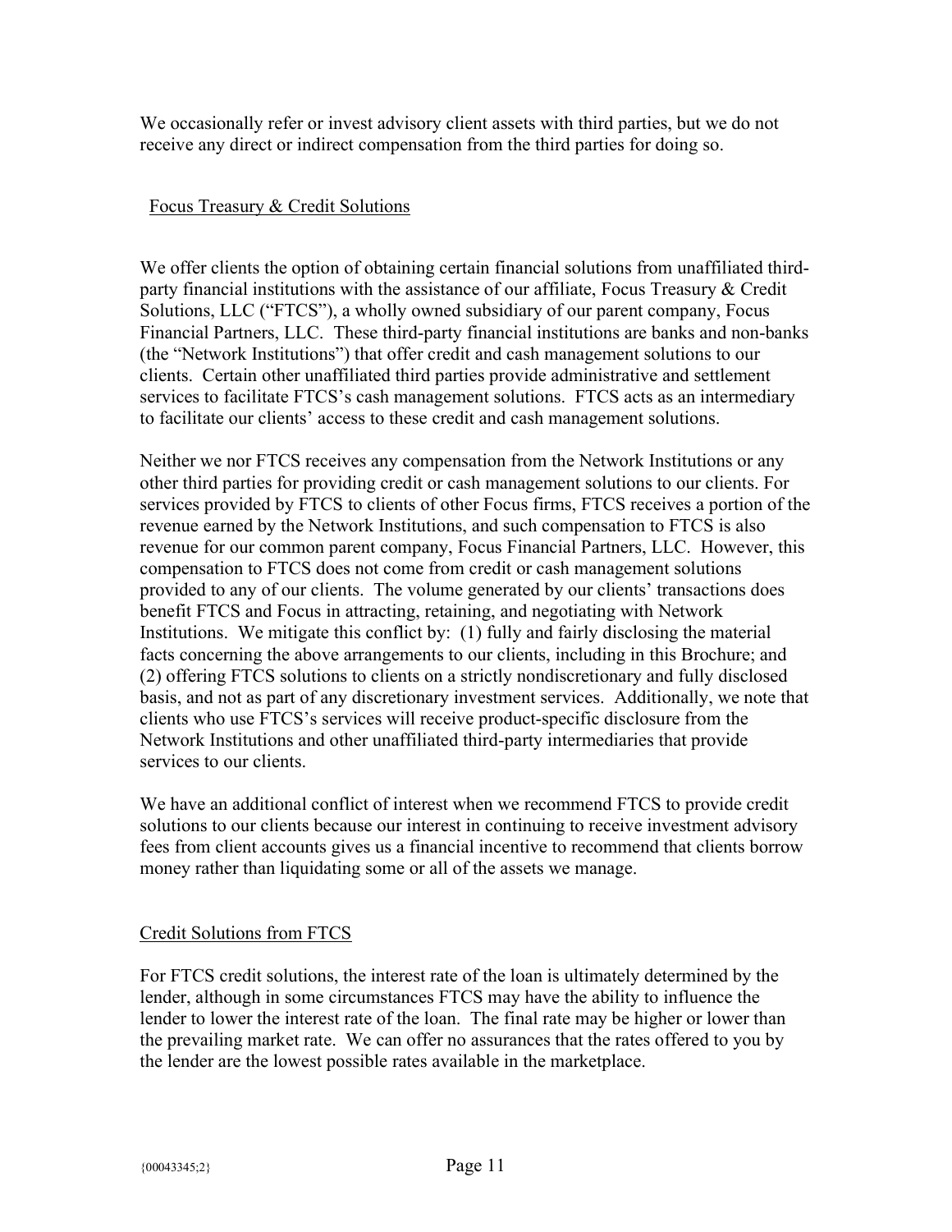We occasionally refer or invest advisory client assets with third parties, but we do not receive any direct or indirect compensation from the third parties for doing so.

### Focus Treasury & Credit Solutions

We offer clients the option of obtaining certain financial solutions from unaffiliated third-party financial institutions with the assistance of our affiliate, Focus Treasury & Credit Solutions, LLC ("FTCS"), a wholly owned subsidiary of our parent company, Focus Financial Partners, LLC. These third-party financial institutions are banks and non-banks (the "Network Institutions") that offer credit and cash management solutions to our clients. Certain other unaffiliated third parties provide administrative and settlement services to facilitate FTCS's cash management solutions. FTCS acts as an intermediary to facilitate our clients' access to these credit and cash management solutions.

Neither we nor FTCS receives any compensation from the Network Institutions or any other third parties for providing credit or cash management solutions to our clients. For services provided by FTCS to clients of other Focus firms, FTCS receives a portion of the revenue earned by the Network Institutions, and such compensation to FTCS is also revenue for our common parent company, Focus Financial Partners, LLC. However, this compensation to FTCS does not come from credit or cash management solutions provided to any of our clients. The volume generated by our clients' transactions does benefit FTCS and Focus in attracting, retaining, and negotiating with Network Institutions. We mitigate this conflict by: (1) fully and fairly disclosing the material facts concerning the above arrangements to our clients, including in this Brochure; and (2) offering FTCS solutions to clients on a strictly nondiscretionary and fully disclosed basis, and not as part of any discretionary investment services. Additionally, we note that clients who use FTCS's services will receive product-specific disclosure from the Network Institutions and other unaffiliated third-party intermediaries that provide services to our clients.

We have an additional conflict of interest when we recommend FTCS to provide credit solutions to our clients because our interest in continuing to receive investment advisory fees from client accounts gives us a financial incentive to recommend that clients borrow money rather than liquidating some or all of the assets we manage.

### Credit Solutions from FTCS

For FTCS credit solutions, the interest rate of the loan is ultimately determined by the lender, although in some circumstances FTCS may have the ability to influence the lender to lower the interest rate of the loan. The final rate may be higher or lower than the prevailing market rate. We can offer no assurances that the rates offered to you by the lender are the lowest possible rates available in the marketplace.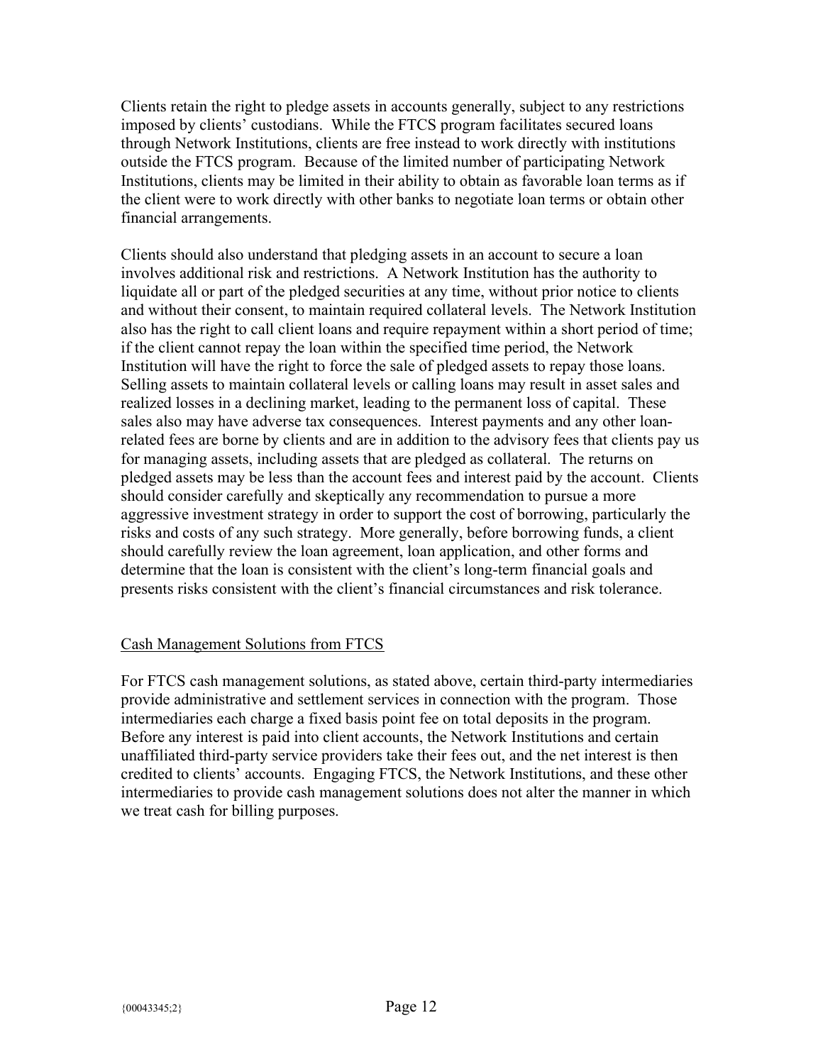Clients retain the right to pledge assets in accounts generally, subject to any restrictions imposed by clients' custodians. While the FTCS program facilitates secured loans through Network Institutions, clients are free instead to work directly with institutions outside the FTCS program. Because of the limited number of participating Network Institutions, clients may be limited in their ability to obtain as favorable loan terms as if the client were to work directly with other banks to negotiate loan terms or obtain other financial arrangements.

Clients should also understand that pledging assets in an account to secure a loan involves additional risk and restrictions. A Network Institution has the authority to liquidate all or part of the pledged securities at any time, without prior notice to clients and without their consent, to maintain required collateral levels. The Network Institution also has the right to call client loans and require repayment within a short period of time; if the client cannot repay the loan within the specified time period, the Network Institution will have the right to force the sale of pledged assets to repay those loans. Selling assets to maintain collateral levels or calling loans may result in asset sales and realized losses in a declining market, leading to the permanent loss of capital. These sales also may have adverse tax consequences. Interest payments and any other loan-related fees are borne by clients and are in addition to the advisory fees that clients pay us for managing assets, including assets that are pledged as collateral. The returns on pledged assets may be less than the account fees and interest paid by the account. Clients should consider carefully and skeptically any recommendation to pursue a more aggressive investment strategy in order to support the cost of borrowing, particularly the risks and costs of any such strategy. More generally, before borrowing funds, a client should carefully review the loan agreement, loan application, and other forms and determine that the loan is consistent with the client's long-term financial goals and presents risks consistent with the client's financial circumstances and risk tolerance.

<u>Cash Management Solutions from FTCS</u>

For FTCS cash management solutions, as stated above, certain third-party intermediaries provide administrative and settlement services in connection with the program. Those intermediaries each charge a fixed basis point fee on total deposits in the program. Before any interest is paid into client accounts, the Network Institutions and certain unaffiliated third-party service providers take their fees out, and the net interest is then credited to clients' accounts. Engaging FTCS, the Network Institutions, and these other intermediaries to provide cash management solutions does not alter the manner in which we treat cash for billing purposes.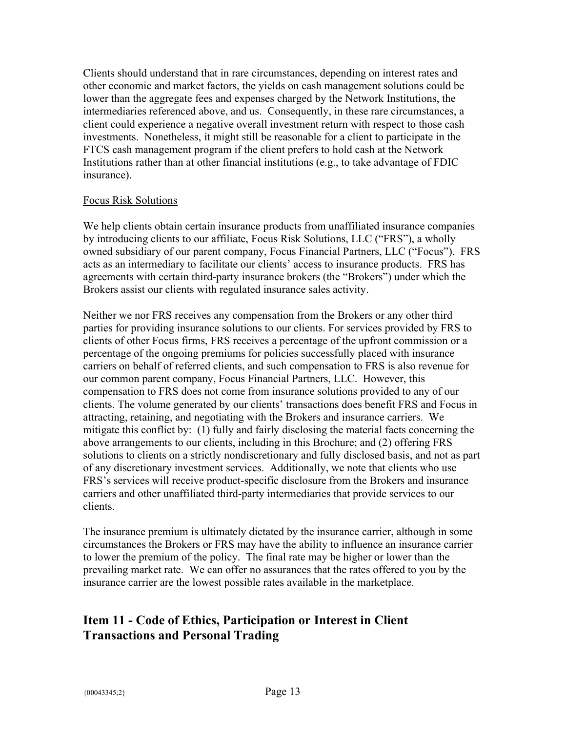Clients should understand that in rare circumstances, depending on interest rates and other economic and market factors, the yields on cash management solutions could be lower than the aggregate fees and expenses charged by the Network Institutions, the intermediaries referenced above, and us. Consequently, in these rare circumstances, a client could experience a negative overall investment return with respect to those cash investments. Nonetheless, it might still be reasonable for a client to participate in the FTCS cash management program if the client prefers to hold cash at the Network Institutions rather than at other financial institutions (e.g., to take advantage of FDIC insurance).

Focus Risk Solutions

We help clients obtain certain insurance products from unaffiliated insurance companies by introducing clients to our affiliate, Focus Risk Solutions, LLC ("FRS"), a wholly owned subsidiary of our parent company, Focus Financial Partners, LLC ("Focus"). FRS acts as an intermediary to facilitate our clients' access to insurance products. FRS has agreements with certain third-party insurance brokers (the "Brokers") under which the Brokers assist our clients with regulated insurance sales activity.

Neither we nor FRS receives any compensation from the Brokers or any other third parties for providing insurance solutions to our clients. For services provided by FRS to clients of other Focus firms, FRS receives a percentage of the upfront commission or a percentage of the ongoing premiums for policies successfully placed with insurance carriers on behalf of referred clients, and such compensation to FRS is also revenue for our common parent company, Focus Financial Partners, LLC. However, this compensation to FRS does not come from insurance solutions provided to any of our clients. The volume generated by our clients' transactions does benefit FRS and Focus in attracting, retaining, and negotiating with the Brokers and insurance carriers. We mitigate this conflict by: (1) fully and fairly disclosing the material facts concerning the above arrangements to our clients, including in this Brochure; and (2) offering FRS solutions to clients on a strictly nondiscretionary and fully disclosed basis, and not as part of any discretionary investment services. Additionally, we note that clients who use FRS's services will receive product-specific disclosure from the Brokers and insurance carriers and other unaffiliated third-party intermediaries that provide services to our clients.

The insurance premium is ultimately dictated by the insurance carrier, although in some circumstances the Brokers or FRS may have the ability to influence an insurance carrier to lower the premium of the policy. The final rate may be higher or lower than the prevailing market rate. We can offer no assurances that the rates offered to you by the insurance carrier are the lowest possible rates available in the marketplace.

## Item 11 - Code of Ethics, Participation or Interest in Client Transactions and Personal Trading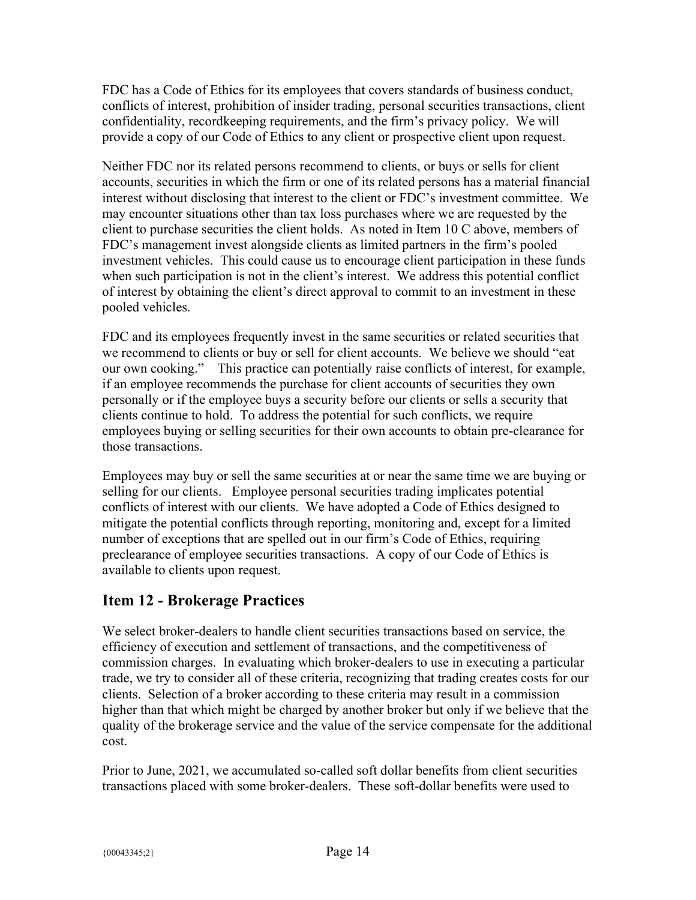FDC has a Code of Ethics for its employees that covers standards of business conduct, conflicts of interest, prohibition of insider trading, personal securities transactions, client confidentiality, recordkeeping requirements, and the firm's privacy policy. We will provide a copy of our Code of Ethics to any client or prospective client upon request.

Neither FDC nor its related persons recommend to clients, or buys or sells for client accounts, securities in which the firm or one of its related persons has a material financial interest without disclosing that interest to the client or FDC's investment committee. We may encounter situations other than tax loss purchases where we are requested by the client to purchase securities the client holds. As noted in Item 10 C above, members of FDC's management invest alongside clients as limited partners in the firm's pooled investment vehicles. This could cause us to encourage client participation in these funds when such participation is not in the client's interest. We address this potential conflict of interest by obtaining the client's direct approval to commit to an investment in these pooled vehicles.

FDC and its employees frequently invest in the same securities or related securities that we recommend to clients or buy or sell for client accounts. We believe we should "eat our own cooking." This practice can potentially raise conflicts of interest, for example, if an employee recommends the purchase for client accounts of securities they own personally or if the employee buys a security before our clients or sells a security that clients continue to hold. To address the potential for such conflicts, we require employees buying or selling securities for their own accounts to obtain pre-clearance for those transactions.

Employees may buy or sell the same securities at or near the same time we are buying or selling for our clients. Employee personal securities trading implicates potential conflicts of interest with our clients. We have adopted a Code of Ethics designed to mitigate the potential conflicts through reporting, monitoring and, except for a limited number of exceptions that are spelled out in our firm's Code of Ethics, requiring preclearance of employee securities transactions. A copy of our Code of Ethics is available to clients upon request.

## Item 12 - Brokerage Practices

We select broker-dealers to handle client securities transactions based on service, the efficiency of execution and settlement of transactions, and the competitiveness of commission charges. In evaluating which broker-dealers to use in executing a particular trade, we try to consider all of these criteria, recognizing that trading creates costs for our clients. Selection of a broker according to these criteria may result in a commission higher than that which might be charged by another broker but only if we believe that the quality of the brokerage service and the value of the service compensate for the additional cost.

Prior to June, 2021, we accumulated so-called soft dollar benefits from client securities transactions placed with some broker-dealers. These soft-dollar benefits were used to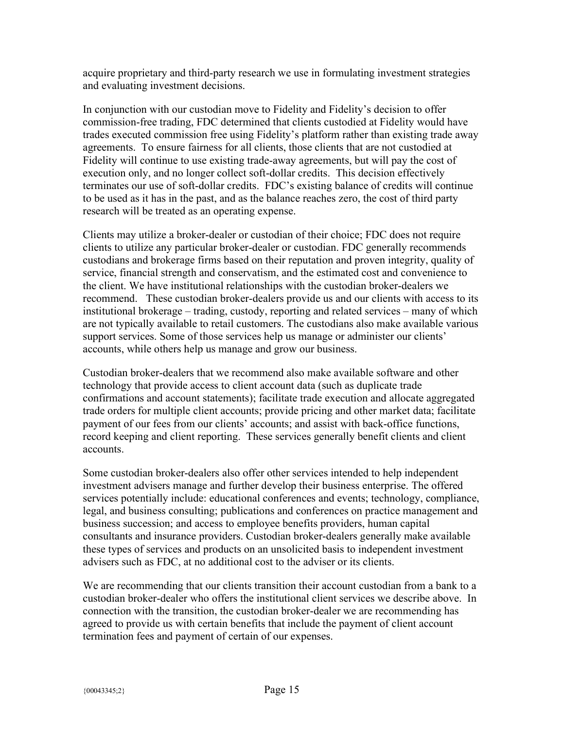acquire proprietary and third-party research we use in formulating investment strategies and evaluating investment decisions.

In conjunction with our custodian move to Fidelity and Fidelity's decision to offer commission-free trading, FDC determined that clients custodied at Fidelity would have trades executed commission free using Fidelity's platform rather than existing trade away agreements. To ensure fairness for all clients, those clients that are not custodied at Fidelity will continue to use existing trade-away agreements, but will pay the cost of execution only, and no longer collect soft-dollar credits. This decision effectively terminates our use of soft-dollar credits. FDC's existing balance of credits will continue to be used as it has in the past, and as the balance reaches zero, the cost of third party research will be treated as an operating expense.

Clients may utilize a broker-dealer or custodian of their choice; FDC does not require clients to utilize any particular broker-dealer or custodian. FDC generally recommends custodians and brokerage firms based on their reputation and proven integrity, quality of service, financial strength and conservatism, and the estimated cost and convenience to the client. We have institutional relationships with the custodian broker-dealers we recommend. These custodian broker-dealers provide us and our clients with access to its institutional brokerage – trading, custody, reporting and related services – many of which are not typically available to retail customers. The custodians also make available various support services. Some of those services help us manage or administer our clients' accounts, while others help us manage and grow our business.

Custodian broker-dealers that we recommend also make available software and other technology that provide access to client account data (such as duplicate trade confirmations and account statements); facilitate trade execution and allocate aggregated trade orders for multiple client accounts; provide pricing and other market data; facilitate payment of our fees from our clients' accounts; and assist with back-office functions, record keeping and client reporting. These services generally benefit clients and client accounts.

Some custodian broker-dealers also offer other services intended to help independent investment advisers manage and further develop their business enterprise. The offered services potentially include: educational conferences and events; technology, compliance, legal, and business consulting; publications and conferences on practice management and business succession; and access to employee benefits providers, human capital consultants and insurance providers. Custodian broker-dealers generally make available these types of services and products on an unsolicited basis to independent investment advisers such as FDC, at no additional cost to the adviser or its clients.

We are recommending that our clients transition their account custodian from a bank to a custodian broker-dealer who offers the institutional client services we describe above. In connection with the transition, the custodian broker-dealer we are recommending has agreed to provide us with certain benefits that include the payment of client account termination fees and payment of certain of our expenses.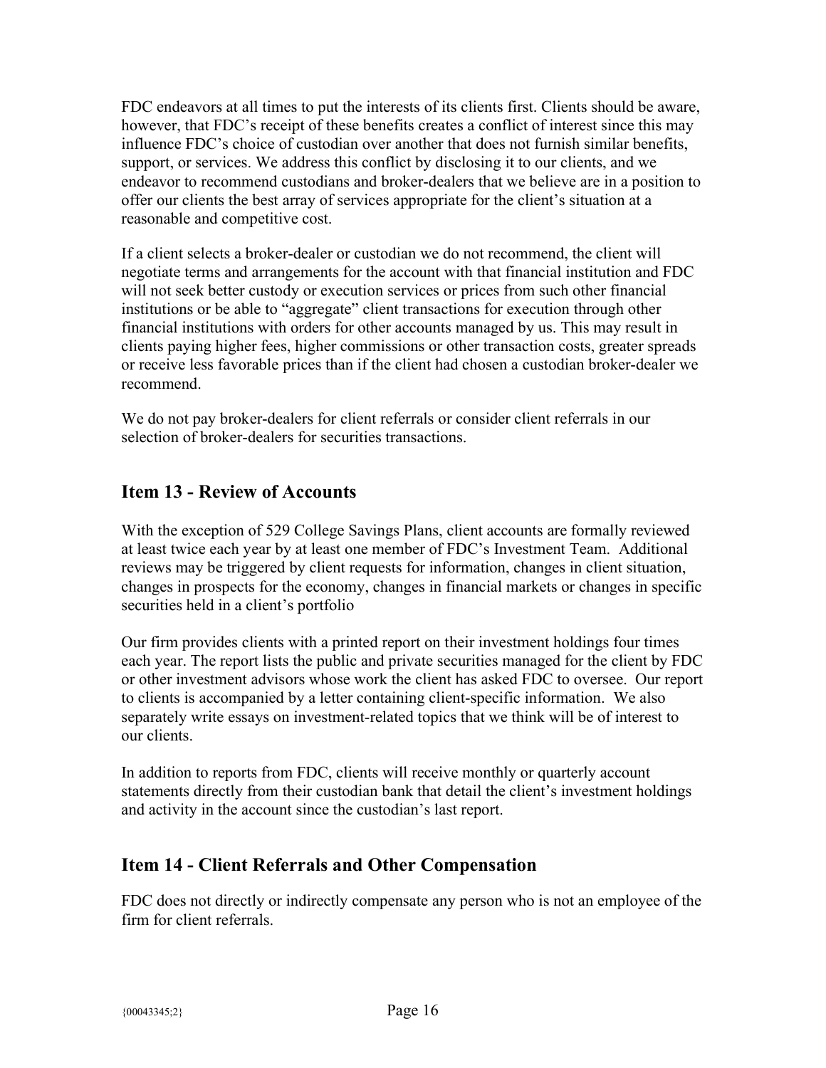FDC endeavors at all times to put the interests of its clients first. Clients should be aware, however, that FDC's receipt of these benefits creates a conflict of interest since this may influence FDC's choice of custodian over another that does not furnish similar benefits, support, or services. We address this conflict by disclosing it to our clients, and we endeavor to recommend custodians and broker-dealers that we believe are in a position to offer our clients the best array of services appropriate for the client's situation at a reasonable and competitive cost.

If a client selects a broker-dealer or custodian we do not recommend, the client will negotiate terms and arrangements for the account with that financial institution and FDC will not seek better custody or execution services or prices from such other financial institutions or be able to "aggregate" client transactions for execution through other financial institutions with orders for other accounts managed by us. This may result in clients paying higher fees, higher commissions or other transaction costs, greater spreads or receive less favorable prices than if the client had chosen a custodian broker-dealer we recommend.

We do not pay broker-dealers for client referrals or consider client referrals in our selection of broker-dealers for securities transactions.

## Item 13 - Review of Accounts

With the exception of 529 College Savings Plans, client accounts are formally reviewed at least twice each year by at least one member of FDC's Investment Team. Additional reviews may be triggered by client requests for information, changes in client situation, changes in prospects for the economy, changes in financial markets or changes in specific securities held in a client's portfolio

Our firm provides clients with a printed report on their investment holdings four times each year. The report lists the public and private securities managed for the client by FDC or other investment advisors whose work the client has asked FDC to oversee. Our report to clients is accompanied by a letter containing client-specific information. We also separately write essays on investment-related topics that we think will be of interest to our clients.

In addition to reports from FDC, clients will receive monthly or quarterly account statements directly from their custodian bank that detail the client's investment holdings and activity in the account since the custodian's last report.

## Item 14 - Client Referrals and Other Compensation

FDC does not directly or indirectly compensate any person who is not an employee of the firm for client referrals.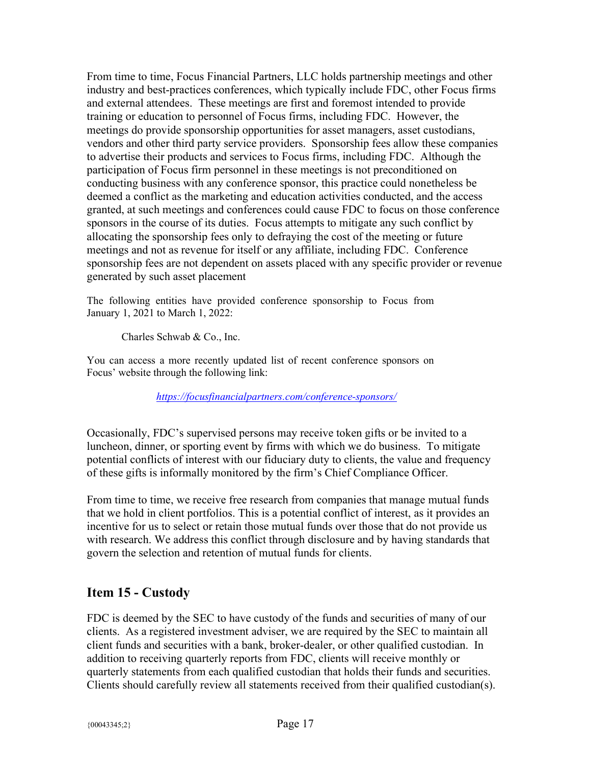From time to time, Focus Financial Partners, LLC holds partnership meetings and other industry and best-practices conferences, which typically include FDC, other Focus firms and external attendees. These meetings are first and foremost intended to provide training or education to personnel of Focus firms, including FDC. However, the meetings do provide sponsorship opportunities for asset managers, asset custodians, vendors and other third party service providers. Sponsorship fees allow these companies to advertise their products and services to Focus firms, including FDC. Although the participation of Focus firm personnel in these meetings is not preconditioned on conducting business with any conference sponsor, this practice could nonetheless be deemed a conflict as the marketing and education activities conducted, and the access granted, at such meetings and conferences could cause FDC to focus on those conference sponsors in the course of its duties. Focus attempts to mitigate any such conflict by allocating the sponsorship fees only to defraying the cost of the meeting or future meetings and not as revenue for itself or any affiliate, including FDC. Conference sponsorship fees are not dependent on assets placed with any specific provider or revenue generated by such asset placement

The following entities have provided conference sponsorship to Focus from January 1, 2021 to March 1, 2022:

Charles Schwab & Co., Inc.

You can access a more recently updated list of recent conference sponsors on Focus' website through the following link:

*https://focusfinancialpartners.com/conference-sponsors/*

Occasionally, FDC's supervised persons may receive token gifts or be invited to a luncheon, dinner, or sporting event by firms with which we do business. To mitigate potential conflicts of interest with our fiduciary duty to clients, the value and frequency of these gifts is informally monitored by the firm's Chief Compliance Officer.

From time to time, we receive free research from companies that manage mutual funds that we hold in client portfolios. This is a potential conflict of interest, as it provides an incentive for us to select or retain those mutual funds over those that do not provide us with research. We address this conflict through disclosure and by having standards that govern the selection and retention of mutual funds for clients.

## Item 15 - Custody

FDC is deemed by the SEC to have custody of the funds and securities of many of our clients. As a registered investment adviser, we are required by the SEC to maintain all client funds and securities with a bank, broker-dealer, or other qualified custodian. In addition to receiving quarterly reports from FDC, clients will receive monthly or quarterly statements from each qualified custodian that holds their funds and securities. Clients should carefully review all statements received from their qualified custodian(s).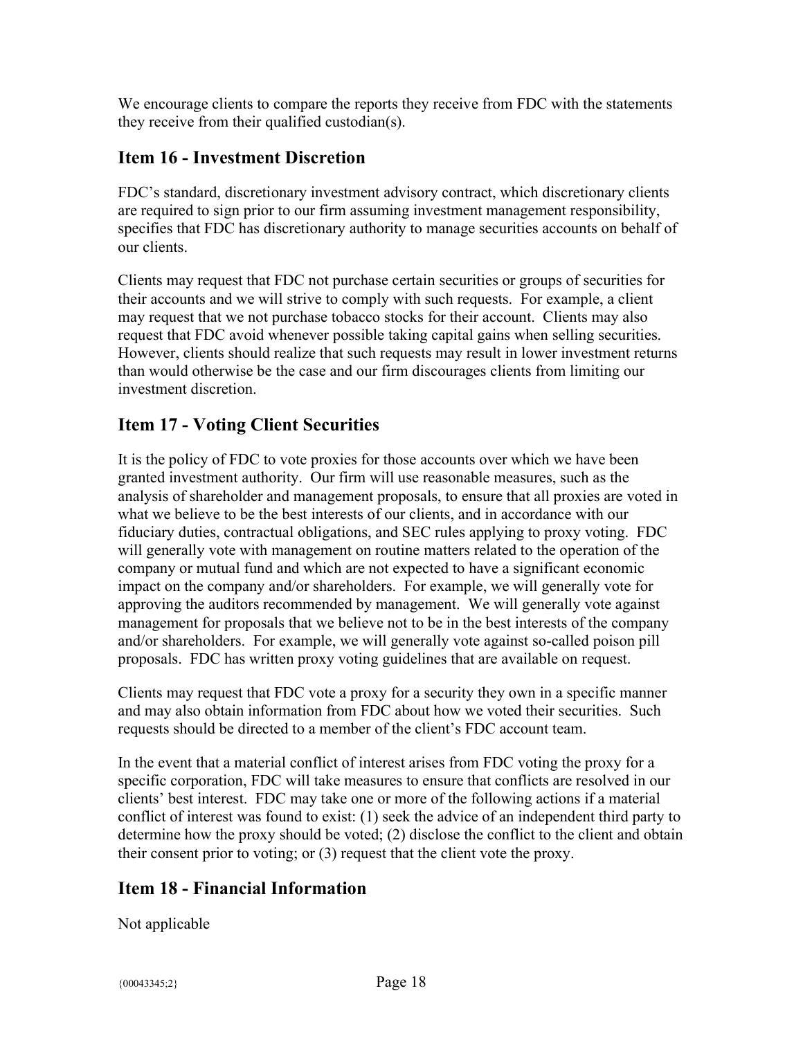We encourage clients to compare the reports they receive from FDC with the statements they receive from their qualified custodian(s).

## Item 16 - Investment Discretion

FDC's standard, discretionary investment advisory contract, which discretionary clients are required to sign prior to our firm assuming investment management responsibility, specifies that FDC has discretionary authority to manage securities accounts on behalf of our clients.

Clients may request that FDC not purchase certain securities or groups of securities for their accounts and we will strive to comply with such requests. For example, a client may request that we not purchase tobacco stocks for their account. Clients may also request that FDC avoid whenever possible taking capital gains when selling securities. However, clients should realize that such requests may result in lower investment returns than would otherwise be the case and our firm discourages clients from limiting our investment discretion.

## Item 17 - Voting Client Securities

It is the policy of FDC to vote proxies for those accounts over which we have been granted investment authority. Our firm will use reasonable measures, such as the analysis of shareholder and management proposals, to ensure that all proxies are voted in what we believe to be the best interests of our clients, and in accordance with our fiduciary duties, contractual obligations, and SEC rules applying to proxy voting. FDC will generally vote with management on routine matters related to the operation of the company or mutual fund and which are not expected to have a significant economic impact on the company and/or shareholders. For example, we will generally vote for approving the auditors recommended by management. We will generally vote against management for proposals that we believe not to be in the best interests of the company and/or shareholders. For example, we will generally vote against so-called poison pill proposals. FDC has written proxy voting guidelines that are available on request.

Clients may request that FDC vote a proxy for a security they own in a specific manner and may also obtain information from FDC about how we voted their securities. Such requests should be directed to a member of the client's FDC account team.

In the event that a material conflict of interest arises from FDC voting the proxy for a specific corporation, FDC will take measures to ensure that conflicts are resolved in our clients' best interest. FDC may take one or more of the following actions if a material conflict of interest was found to exist: (1) seek the advice of an independent third party to determine how the proxy should be voted; (2) disclose the conflict to the client and obtain their consent prior to voting; or (3) request that the client vote the proxy.

## Item 18 - Financial Information

Not applicable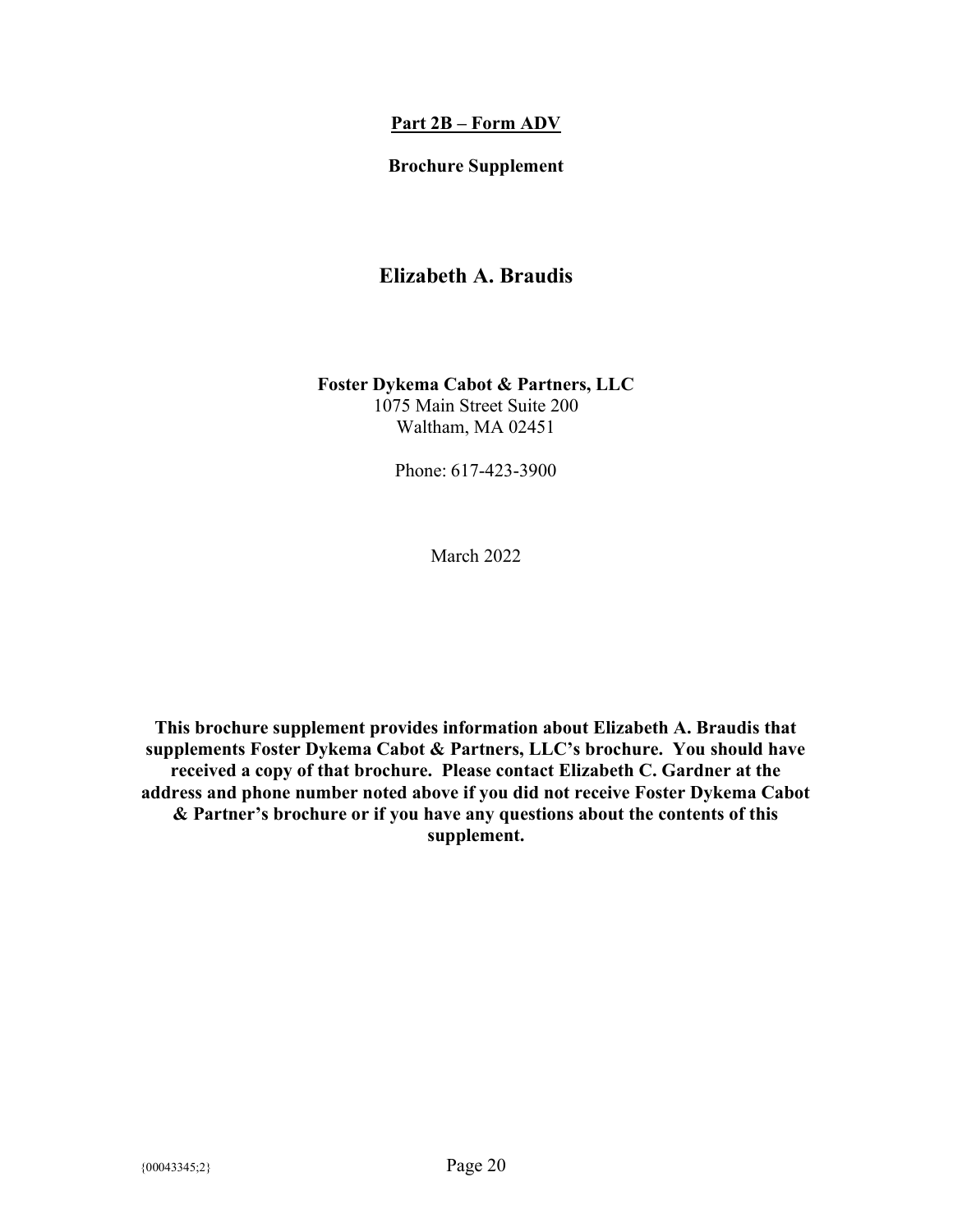**Part 2B – Form ADV**

**Brochure Supplement**

# Elizabeth A. Braudis

**Foster Dykema Cabot & Partners, LLC**
1075 Main Street Suite 200
Waltham, MA 02451

Phone: 617-423-3900

March 2022

**This brochure supplement provides information about Elizabeth A. Braudis that supplements Foster Dykema Cabot & Partners, LLC's brochure. You should have received a copy of that brochure. Please contact Elizabeth C. Gardner at the address and phone number noted above if you did not receive Foster Dykema Cabot & Partner's brochure or if you have any questions about the contents of this supplement.**

{00043345;2}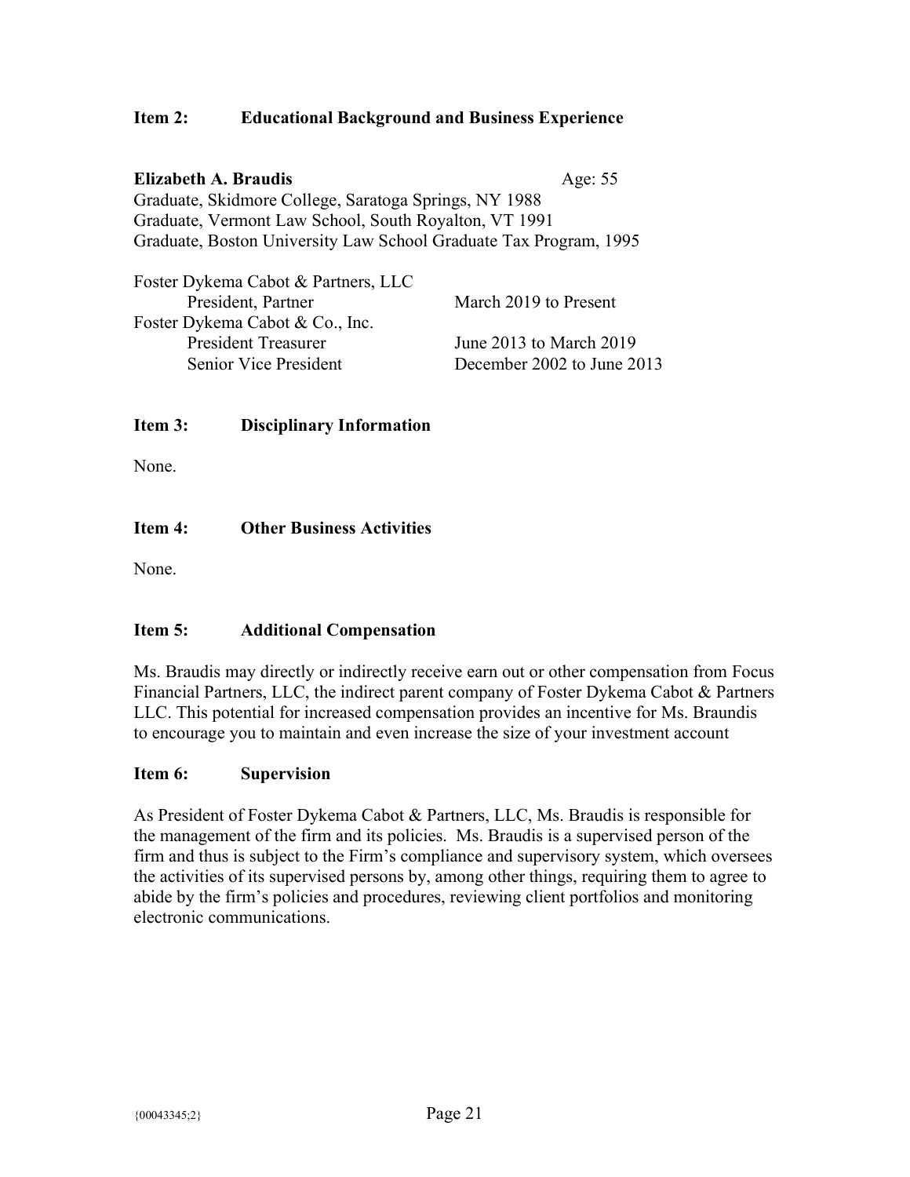## Item 2: Educational Background and Business Experience

**Elizabeth A. Braudis** Age: 55

Graduate, Skidmore College, Saratoga Springs, NY 1988
Graduate, Vermont Law School, South Royalton, VT 1991
Graduate, Boston University Law School Graduate Tax Program, 1995

| | |
|---|---|
| Foster Dykema Cabot & Partners, LLC | |
| President, Partner | March 2019 to Present |
| Foster Dykema Cabot & Co., Inc. | |
| President Treasurer | June 2013 to March 2019 |
| Senior Vice President | December 2002 to June 2013 |

## Item 3: Disciplinary Information

None.

## Item 4: Other Business Activities

None.

## Item 5: Additional Compensation

Ms. Braudis may directly or indirectly receive earn out or other compensation from Focus Financial Partners, LLC, the indirect parent company of Foster Dykema Cabot & Partners LLC. This potential for increased compensation provides an incentive for Ms. Braundis to encourage you to maintain and even increase the size of your investment account

## Item 6: Supervision

As President of Foster Dykema Cabot & Partners, LLC, Ms. Braudis is responsible for the management of the firm and its policies. Ms. Braudis is a supervised person of the firm and thus is subject to the Firm's compliance and supervisory system, which oversees the activities of its supervised persons by, among other things, requiring them to agree to abide by the firm's policies and procedures, reviewing client portfolios and monitoring electronic communications.

{00043345;2}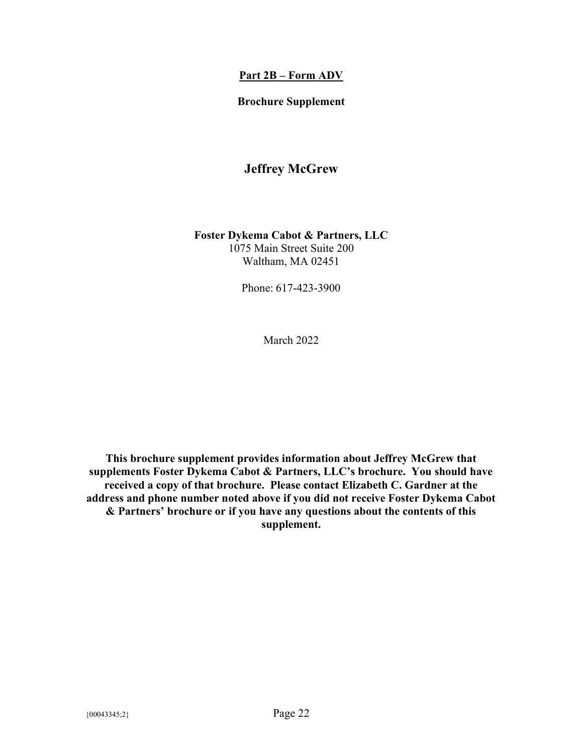**Part 2B – Form ADV**

**Brochure Supplement**

## Jeffrey McGrew

**Foster Dykema Cabot & Partners, LLC**
1075 Main Street Suite 200
Waltham, MA 02451

Phone: 617-423-3900

March 2022

**This brochure supplement provides information about Jeffrey McGrew that supplements Foster Dykema Cabot & Partners, LLC's brochure. You should have received a copy of that brochure. Please contact Elizabeth C. Gardner at the address and phone number noted above if you did not receive Foster Dykema Cabot & Partners' brochure or if you have any questions about the contents of this supplement.**

{00043345;2}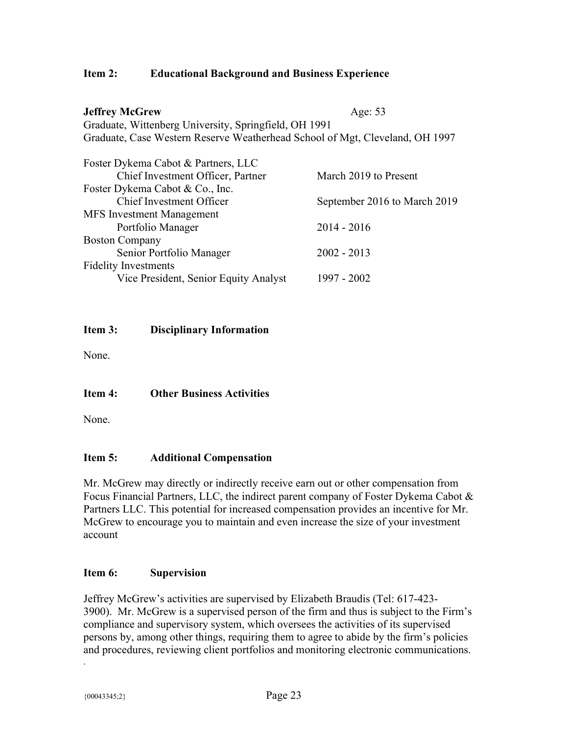## Item 2: Educational Background and Business Experience

**Jeffrey McGrew** Age: 53

Graduate, Wittenberg University, Springfield, OH 1991
Graduate, Case Western Reserve Weatherhead School of Mgt, Cleveland, OH 1997

| | |
|---|---|
| Foster Dykema Cabot & Partners, LLC | |
| Chief Investment Officer, Partner | March 2019 to Present |
| Foster Dykema Cabot & Co., Inc. | |
| Chief Investment Officer | September 2016 to March 2019 |
| MFS Investment Management | |
| Portfolio Manager | 2014 - 2016 |
| Boston Company | |
| Senior Portfolio Manager | 2002 - 2013 |
| Fidelity Investments | |
| Vice President, Senior Equity Analyst | 1997 - 2002 |

## Item 3: Disciplinary Information

None.

## Item 4: Other Business Activities

None.

## Item 5: Additional Compensation

Mr. McGrew may directly or indirectly receive earn out or other compensation from Focus Financial Partners, LLC, the indirect parent company of Foster Dykema Cabot & Partners LLC. This potential for increased compensation provides an incentive for Mr. McGrew to encourage you to maintain and even increase the size of your investment account

## Item 6: Supervision

Jeffrey McGrew's activities are supervised by Elizabeth Braudis (Tel: 617-423-3900). Mr. McGrew is a supervised person of the firm and thus is subject to the Firm's compliance and supervisory system, which oversees the activities of its supervised persons by, among other things, requiring them to agree to abide by the firm's policies and procedures, reviewing client portfolios and monitoring electronic communications.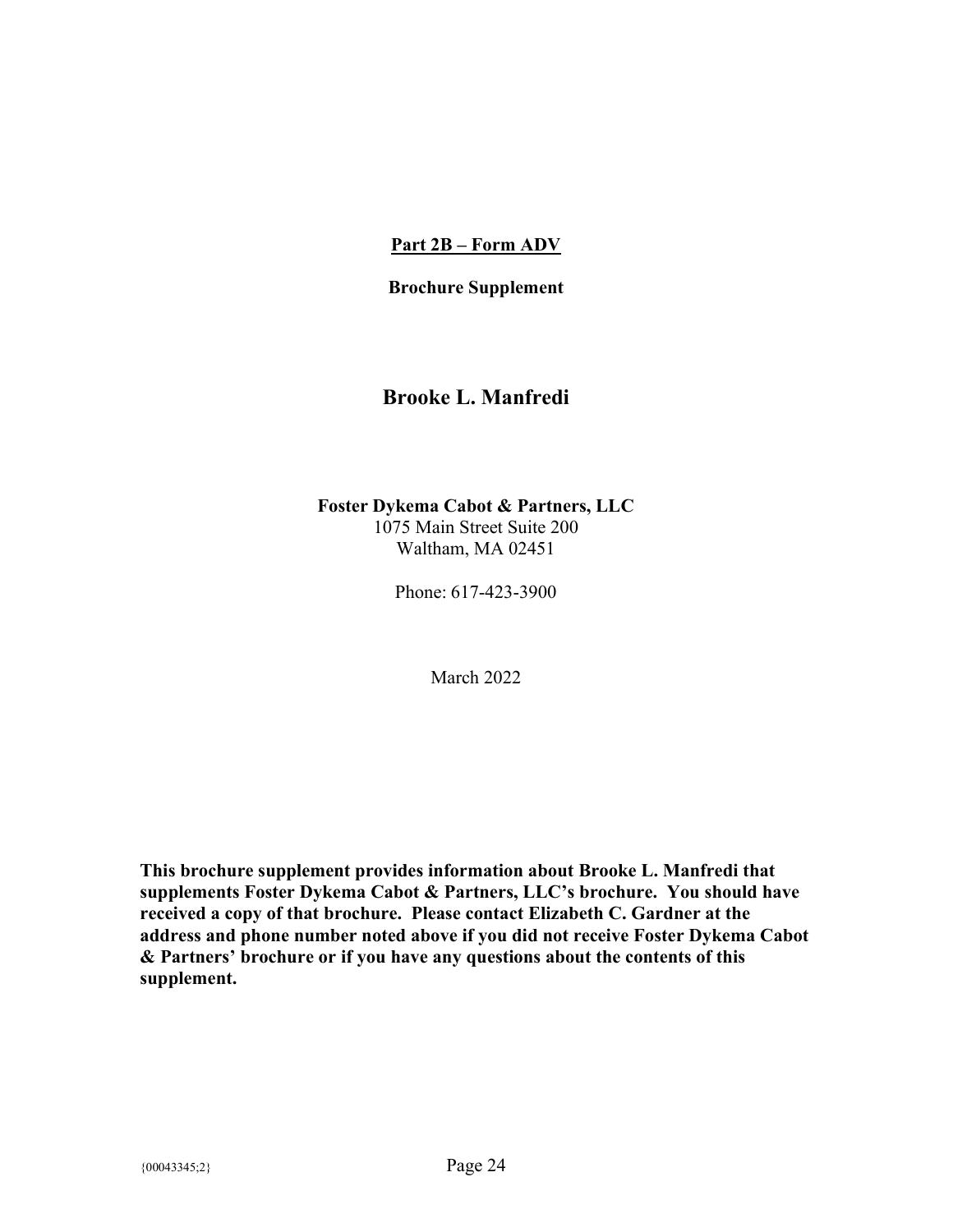**Part 2B – Form ADV**

**Brochure Supplement**

# Brooke L. Manfredi

**Foster Dykema Cabot & Partners, LLC**
1075 Main Street Suite 200
Waltham, MA 02451

Phone: 617-423-3900

March 2022

**This brochure supplement provides information about Brooke L. Manfredi that supplements Foster Dykema Cabot & Partners, LLC's brochure. You should have received a copy of that brochure. Please contact Elizabeth C. Gardner at the address and phone number noted above if you did not receive Foster Dykema Cabot & Partners' brochure or if you have any questions about the contents of this supplement.**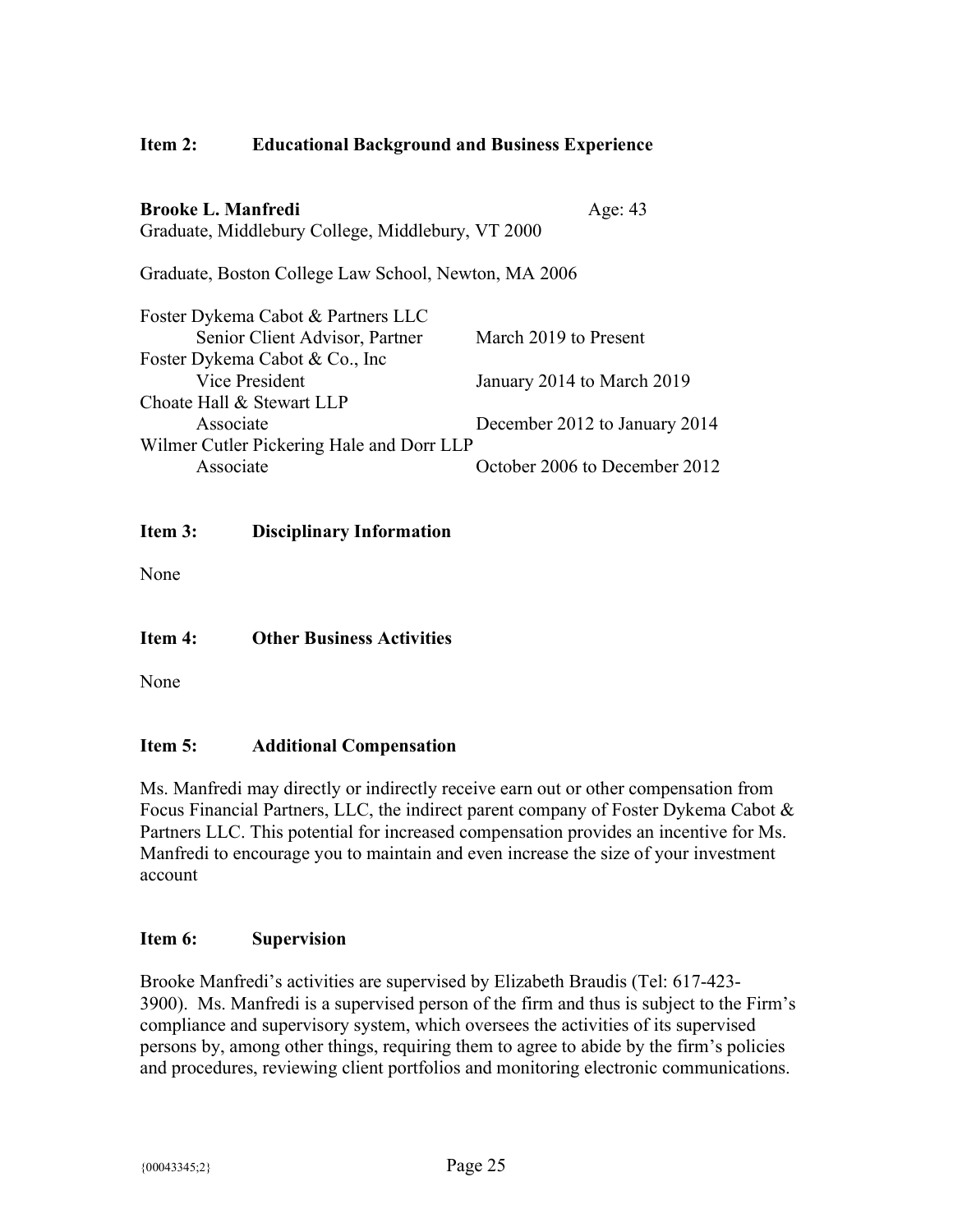## Item 2: Educational Background and Business Experience

**Brooke L. Manfredi** Age: 43

Graduate, Middlebury College, Middlebury, VT 2000

Graduate, Boston College Law School, Newton, MA 2006

| | |
|---|---|
| Foster Dykema Cabot & Partners LLC | |
| Senior Client Advisor, Partner | March 2019 to Present |
| Foster Dykema Cabot & Co., Inc | |
| Vice President | January 2014 to March 2019 |
| Choate Hall & Stewart LLP | |
| Associate | December 2012 to January 2014 |
| Wilmer Cutler Pickering Hale and Dorr LLP | |
| Associate | October 2006 to December 2012 |

## Item 3: Disciplinary Information

None

## Item 4: Other Business Activities

None

## Item 5: Additional Compensation

Ms. Manfredi may directly or indirectly receive earn out or other compensation from Focus Financial Partners, LLC, the indirect parent company of Foster Dykema Cabot & Partners LLC. This potential for increased compensation provides an incentive for Ms. Manfredi to encourage you to maintain and even increase the size of your investment account

## Item 6: Supervision

Brooke Manfredi's activities are supervised by Elizabeth Braudis (Tel: 617-423-3900). Ms. Manfredi is a supervised person of the firm and thus is subject to the Firm's compliance and supervisory system, which oversees the activities of its supervised persons by, among other things, requiring them to agree to abide by the firm's policies and procedures, reviewing client portfolios and monitoring electronic communications.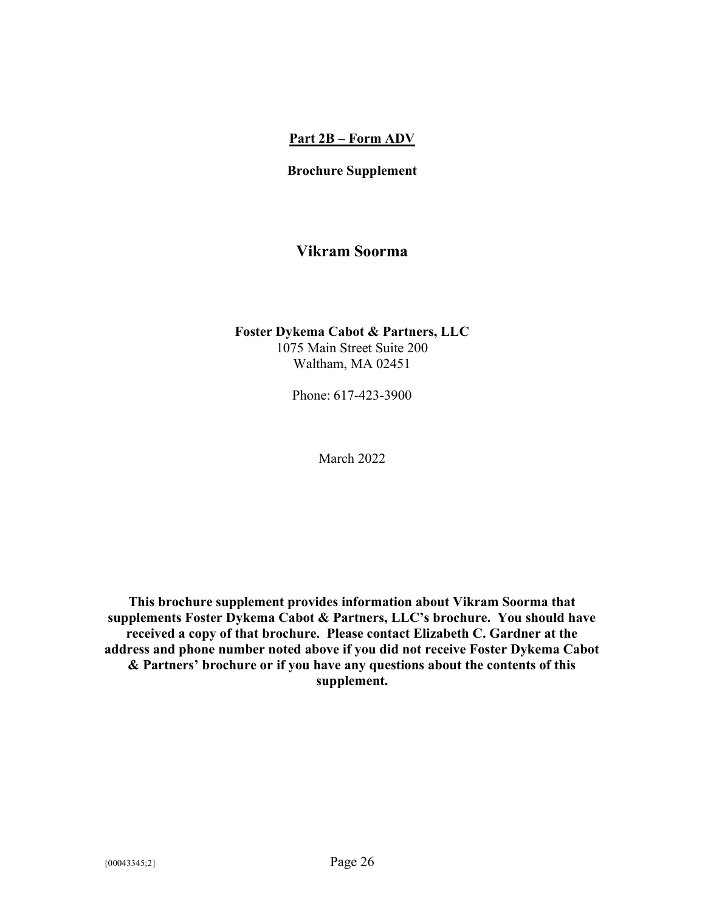**<u>Part 2B – Form ADV</u>**

**Brochure Supplement**

## Vikram Soorma

**Foster Dykema Cabot & Partners, LLC**
1075 Main Street Suite 200
Waltham, MA 02451

Phone: 617-423-3900

March 2022

**This brochure supplement provides information about Vikram Soorma that supplements Foster Dykema Cabot & Partners, LLC's brochure. You should have received a copy of that brochure. Please contact Elizabeth C. Gardner at the address and phone number noted above if you did not receive Foster Dykema Cabot & Partners' brochure or if you have any questions about the contents of this supplement.**

{00043345;2}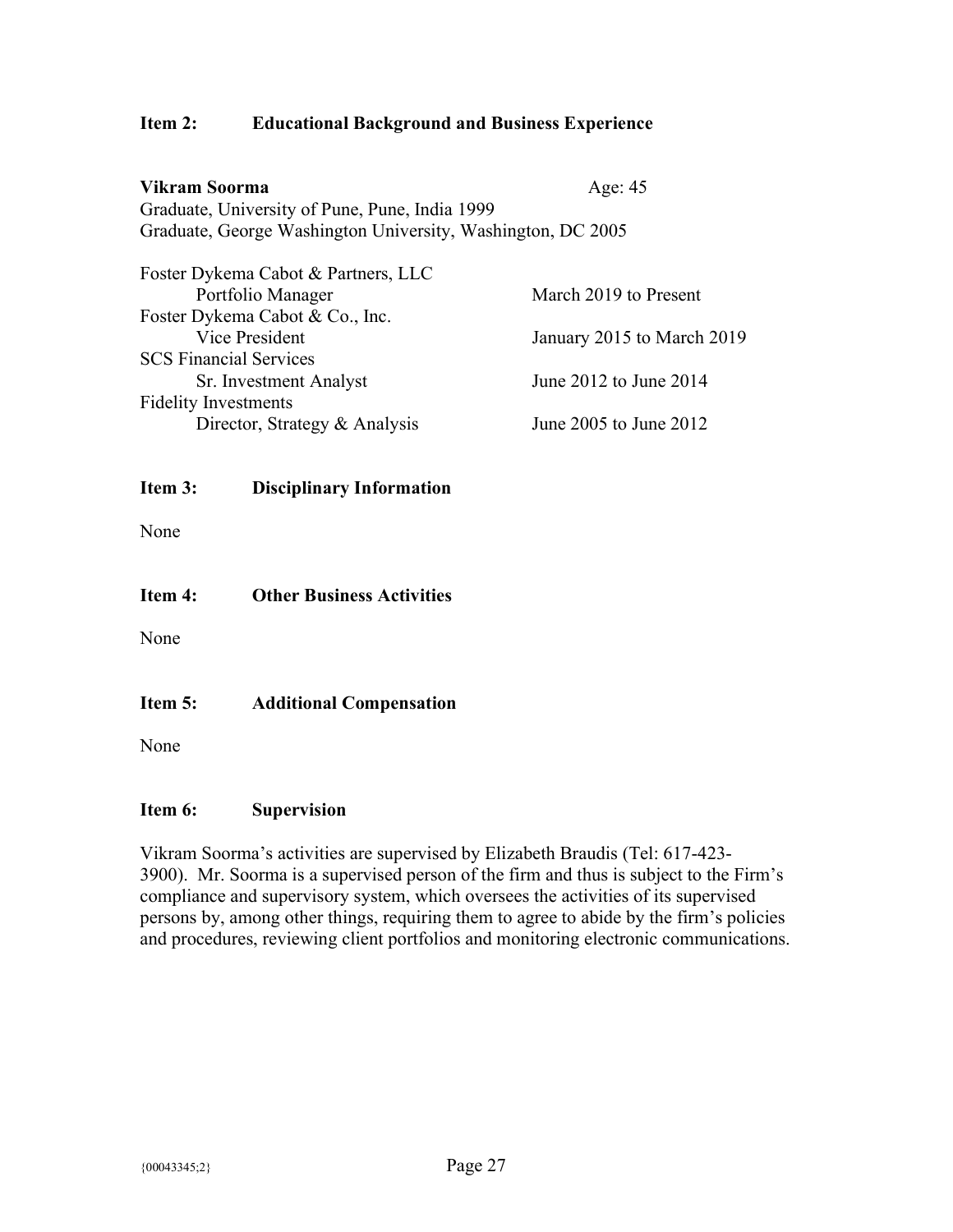### Item 2: Educational Background and Business Experience

**Vikram Soorma** Age: 45

Graduate, University of Pune, Pune, India 1999

Graduate, George Washington University, Washington, DC 2005

| | |
|---|---|
| Foster Dykema Cabot & Partners, LLC | |
| Portfolio Manager | March 2019 to Present |
| Foster Dykema Cabot & Co., Inc. | |
| Vice President | January 2015 to March 2019 |
| SCS Financial Services | |
| Sr. Investment Analyst | June 2012 to June 2014 |
| Fidelity Investments | |
| Director, Strategy & Analysis | June 2005 to June 2012 |

### Item 3: Disciplinary Information

None

### Item 4: Other Business Activities

None

### Item 5: Additional Compensation

None

### Item 6: Supervision

Vikram Soorma's activities are supervised by Elizabeth Braudis (Tel: 617-423-3900). Mr. Soorma is a supervised person of the firm and thus is subject to the Firm's compliance and supervisory system, which oversees the activities of its supervised persons by, among other things, requiring them to agree to abide by the firm's policies and procedures, reviewing client portfolios and monitoring electronic communications.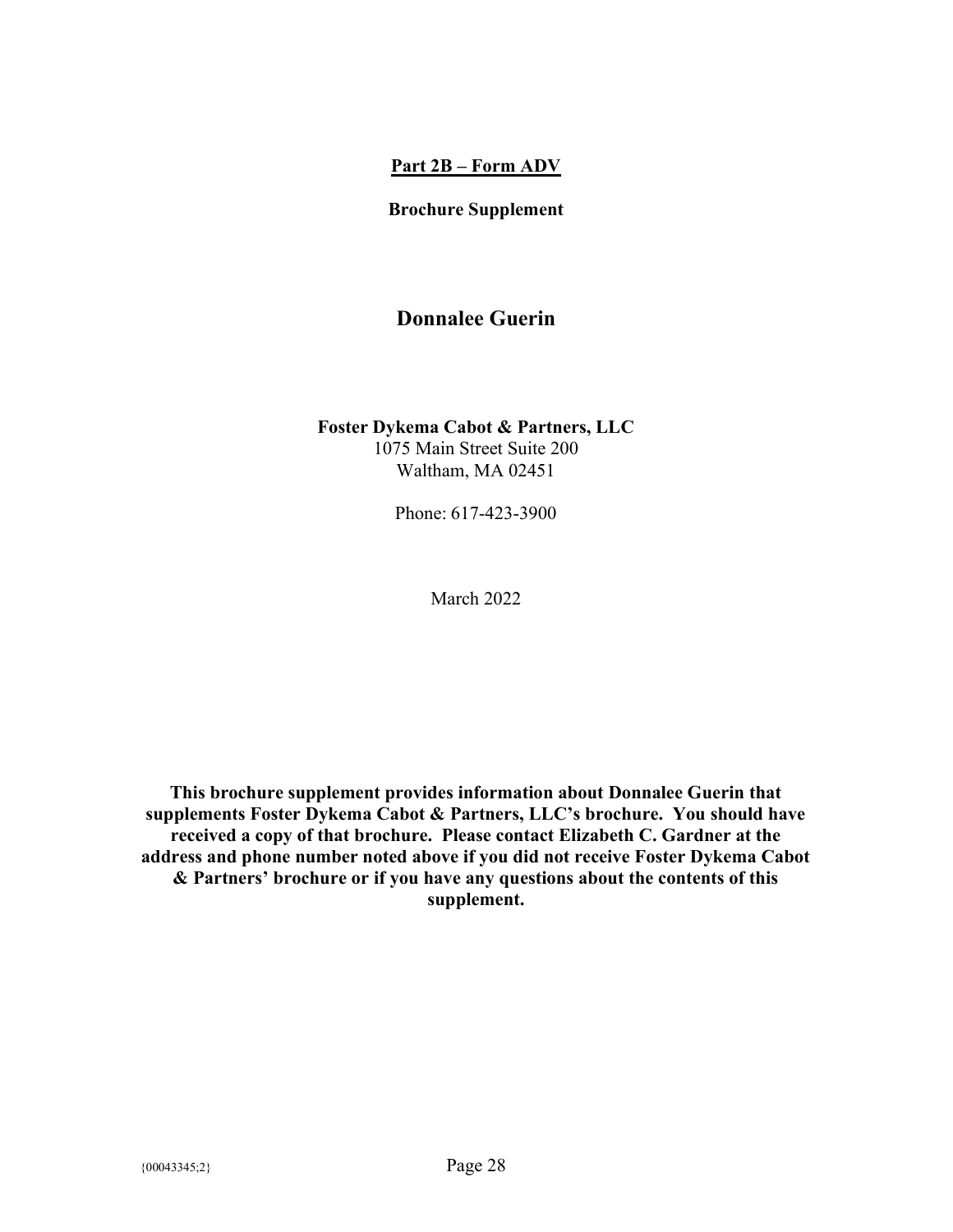**Part 2B – Form ADV**

**Brochure Supplement**

## Donnalee Guerin

**Foster Dykema Cabot & Partners, LLC**
1075 Main Street Suite 200
Waltham, MA 02451

Phone: 617-423-3900

March 2022

**This brochure supplement provides information about Donnalee Guerin that supplements Foster Dykema Cabot & Partners, LLC's brochure. You should have received a copy of that brochure. Please contact Elizabeth C. Gardner at the address and phone number noted above if you did not receive Foster Dykema Cabot & Partners' brochure or if you have any questions about the contents of this supplement.**

{00043345;2}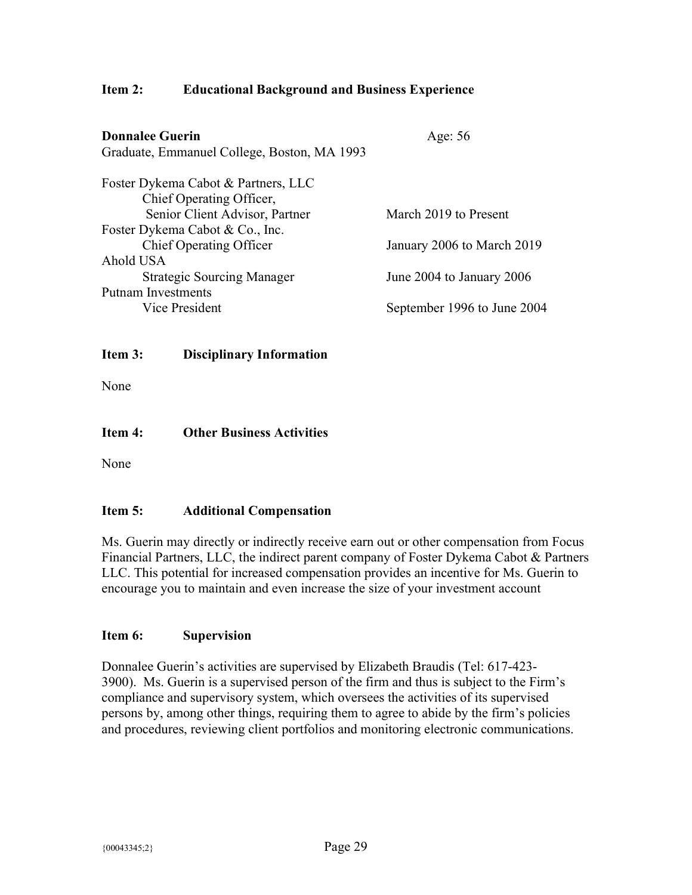## Item 2: Educational Background and Business Experience

**Donnalee Guerin** Age: 56

Graduate, Emmanuel College, Boston, MA 1993

| | |
|---|---|
| Foster Dykema Cabot & Partners, LLC | |
| Chief Operating Officer, Senior Client Advisor, Partner | March 2019 to Present |
| Foster Dykema Cabot & Co., Inc. | |
| Chief Operating Officer | January 2006 to March 2019 |
| Ahold USA | |
| Strategic Sourcing Manager | June 2004 to January 2006 |
| Putnam Investments | |
| Vice President | September 1996 to June 2004 |

## Item 3: Disciplinary Information

None

## Item 4: Other Business Activities

None

## Item 5: Additional Compensation

Ms. Guerin may directly or indirectly receive earn out or other compensation from Focus Financial Partners, LLC, the indirect parent company of Foster Dykema Cabot & Partners LLC. This potential for increased compensation provides an incentive for Ms. Guerin to encourage you to maintain and even increase the size of your investment account

## Item 6: Supervision

Donnalee Guerin's activities are supervised by Elizabeth Braudis (Tel: 617-423-3900). Ms. Guerin is a supervised person of the firm and thus is subject to the Firm's compliance and supervisory system, which oversees the activities of its supervised persons by, among other things, requiring them to agree to abide by the firm's policies and procedures, reviewing client portfolios and monitoring electronic communications.

{00043345;2}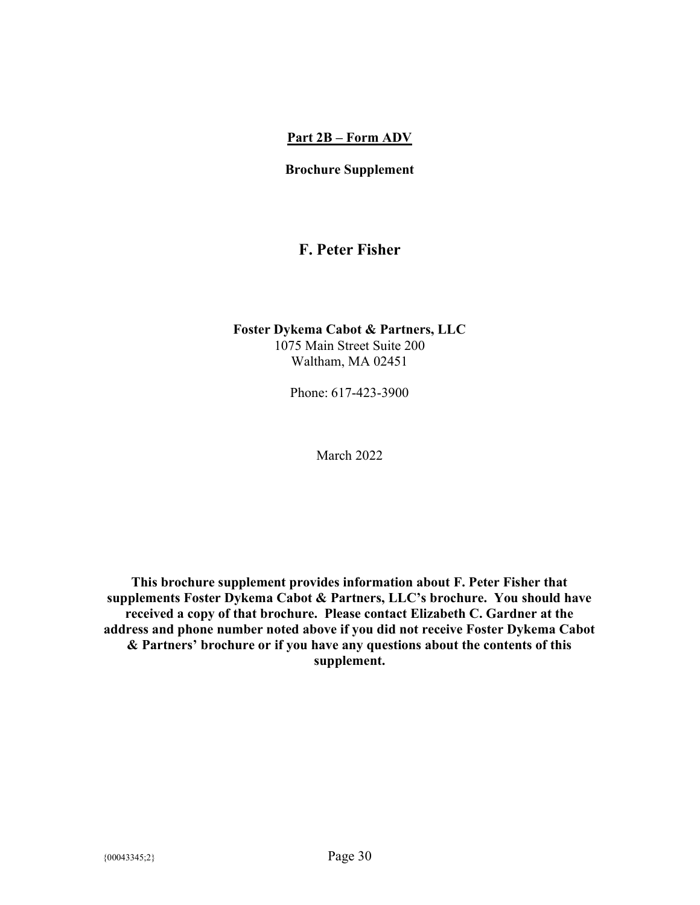**Part 2B – Form ADV**

**Brochure Supplement**

# F. Peter Fisher

**Foster Dykema Cabot & Partners, LLC**
1075 Main Street Suite 200
Waltham, MA 02451

Phone: 617-423-3900

March 2022

**This brochure supplement provides information about F. Peter Fisher that supplements Foster Dykema Cabot & Partners, LLC's brochure. You should have received a copy of that brochure. Please contact Elizabeth C. Gardner at the address and phone number noted above if you did not receive Foster Dykema Cabot & Partners' brochure or if you have any questions about the contents of this supplement.**

{00043345;2}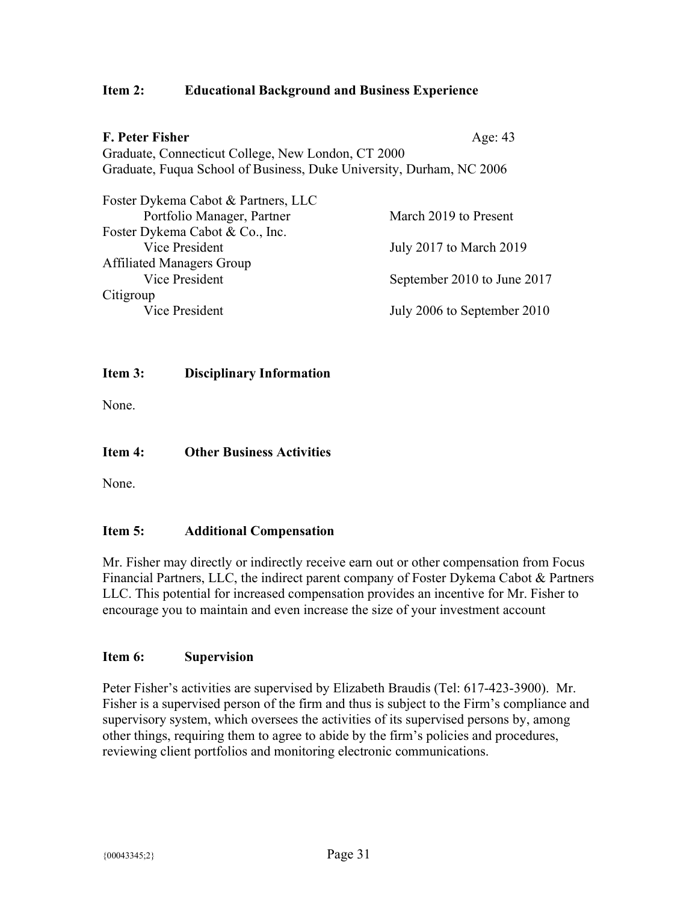## Item 2: Educational Background and Business Experience

**F. Peter Fisher** Age: 43

Graduate, Connecticut College, New London, CT 2000
Graduate, Fuqua School of Business, Duke University, Durham, NC 2006

| | |
|---|---|
| Foster Dykema Cabot & Partners, LLC | |
| Portfolio Manager, Partner | March 2019 to Present |
| Foster Dykema Cabot & Co., Inc. | |
| Vice President | July 2017 to March 2019 |
| Affiliated Managers Group | |
| Vice President | September 2010 to June 2017 |
| Citigroup | |
| Vice President | July 2006 to September 2010 |

## Item 3: Disciplinary Information

None.

## Item 4: Other Business Activities

None.

## Item 5: Additional Compensation

Mr. Fisher may directly or indirectly receive earn out or other compensation from Focus Financial Partners, LLC, the indirect parent company of Foster Dykema Cabot & Partners LLC. This potential for increased compensation provides an incentive for Mr. Fisher to encourage you to maintain and even increase the size of your investment account

## Item 6: Supervision

Peter Fisher's activities are supervised by Elizabeth Braudis (Tel: 617-423-3900). Mr. Fisher is a supervised person of the firm and thus is subject to the Firm's compliance and supervisory system, which oversees the activities of its supervised persons by, among other things, requiring them to agree to abide by the firm's policies and procedures, reviewing client portfolios and monitoring electronic communications.

{00043345;2}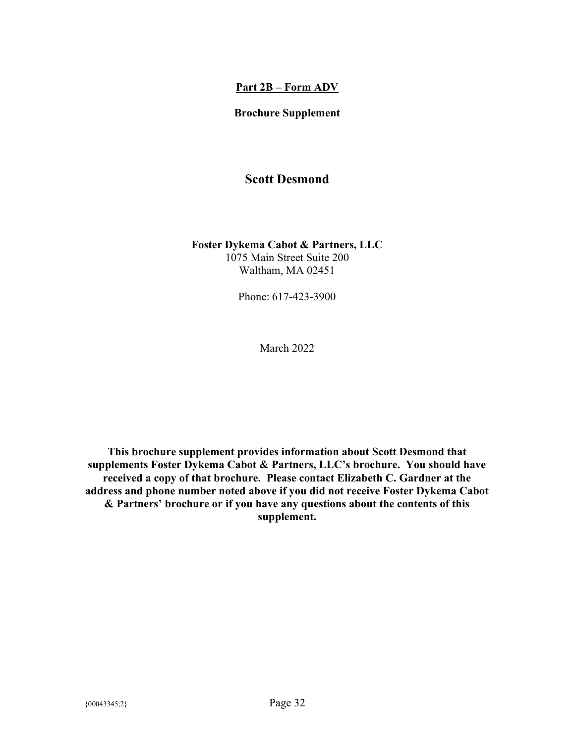**Part 2B – Form ADV**

**Brochure Supplement**

## Scott Desmond

**Foster Dykema Cabot & Partners, LLC**
1075 Main Street Suite 200
Waltham, MA 02451

Phone: 617-423-3900

March 2022

**This brochure supplement provides information about Scott Desmond that supplements Foster Dykema Cabot & Partners, LLC's brochure. You should have received a copy of that brochure. Please contact Elizabeth C. Gardner at the address and phone number noted above if you did not receive Foster Dykema Cabot & Partners' brochure or if you have any questions about the contents of this supplement.**

{00043345;2}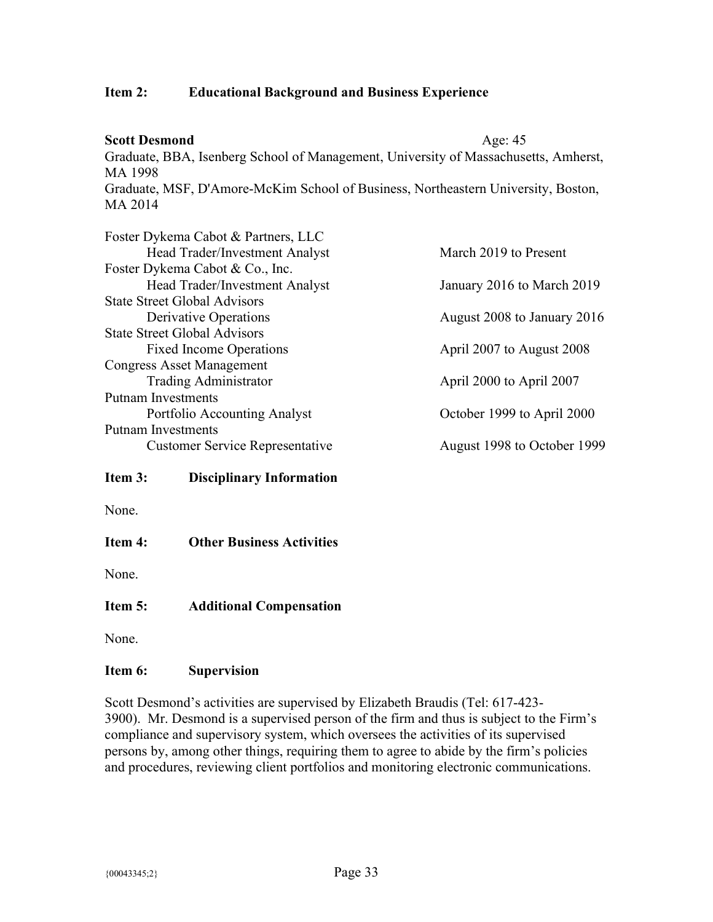## Item 2: Educational Background and Business Experience

**Scott Desmond** Age: 45

Graduate, BBA, Isenberg School of Management, University of Massachusetts, Amherst, MA 1998

Graduate, MSF, D'Amore-McKim School of Business, Northeastern University, Boston, MA 2014

| | |
|---|---|
| Foster Dykema Cabot & Partners, LLC | |
| Head Trader/Investment Analyst | March 2019 to Present |
| Foster Dykema Cabot & Co., Inc. | |
| Head Trader/Investment Analyst | January 2016 to March 2019 |
| State Street Global Advisors | |
| Derivative Operations | August 2008 to January 2016 |
| State Street Global Advisors | |
| Fixed Income Operations | April 2007 to August 2008 |
| Congress Asset Management | |
| Trading Administrator | April 2000 to April 2007 |
| Putnam Investments | |
| Portfolio Accounting Analyst | October 1999 to April 2000 |
| Putnam Investments | |
| Customer Service Representative | August 1998 to October 1999 |

## Item 3: Disciplinary Information

None.

## Item 4: Other Business Activities

None.

## Item 5: Additional Compensation

None.

## Item 6: Supervision

Scott Desmond's activities are supervised by Elizabeth Braudis (Tel: 617-423-3900). Mr. Desmond is a supervised person of the firm and thus is subject to the Firm's compliance and supervisory system, which oversees the activities of its supervised persons by, among other things, requiring them to agree to abide by the firm's policies and procedures, reviewing client portfolios and monitoring electronic communications.

{00043345;2}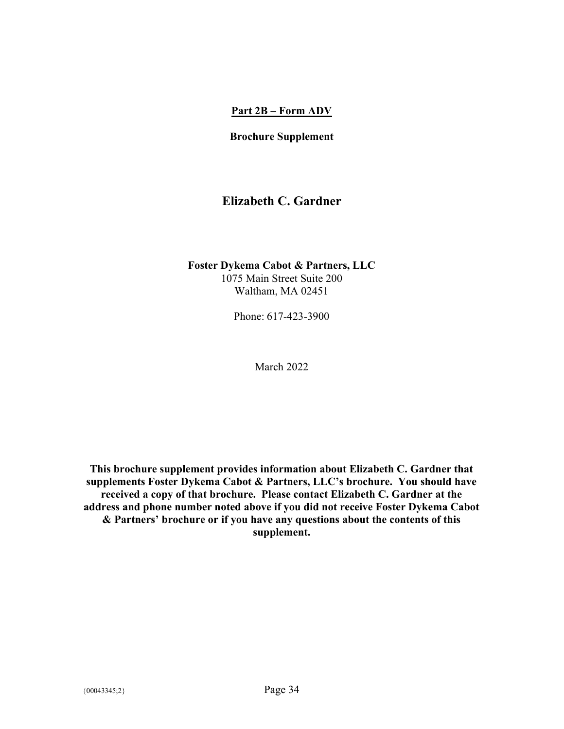**Part 2B – Form ADV**

**Brochure Supplement**

## Elizabeth C. Gardner

**Foster Dykema Cabot & Partners, LLC**
1075 Main Street Suite 200
Waltham, MA 02451

Phone: 617-423-3900

March 2022

**This brochure supplement provides information about Elizabeth C. Gardner that supplements Foster Dykema Cabot & Partners, LLC's brochure. You should have received a copy of that brochure. Please contact Elizabeth C. Gardner at the address and phone number noted above if you did not receive Foster Dykema Cabot & Partners' brochure or if you have any questions about the contents of this supplement.**

{00043345;2}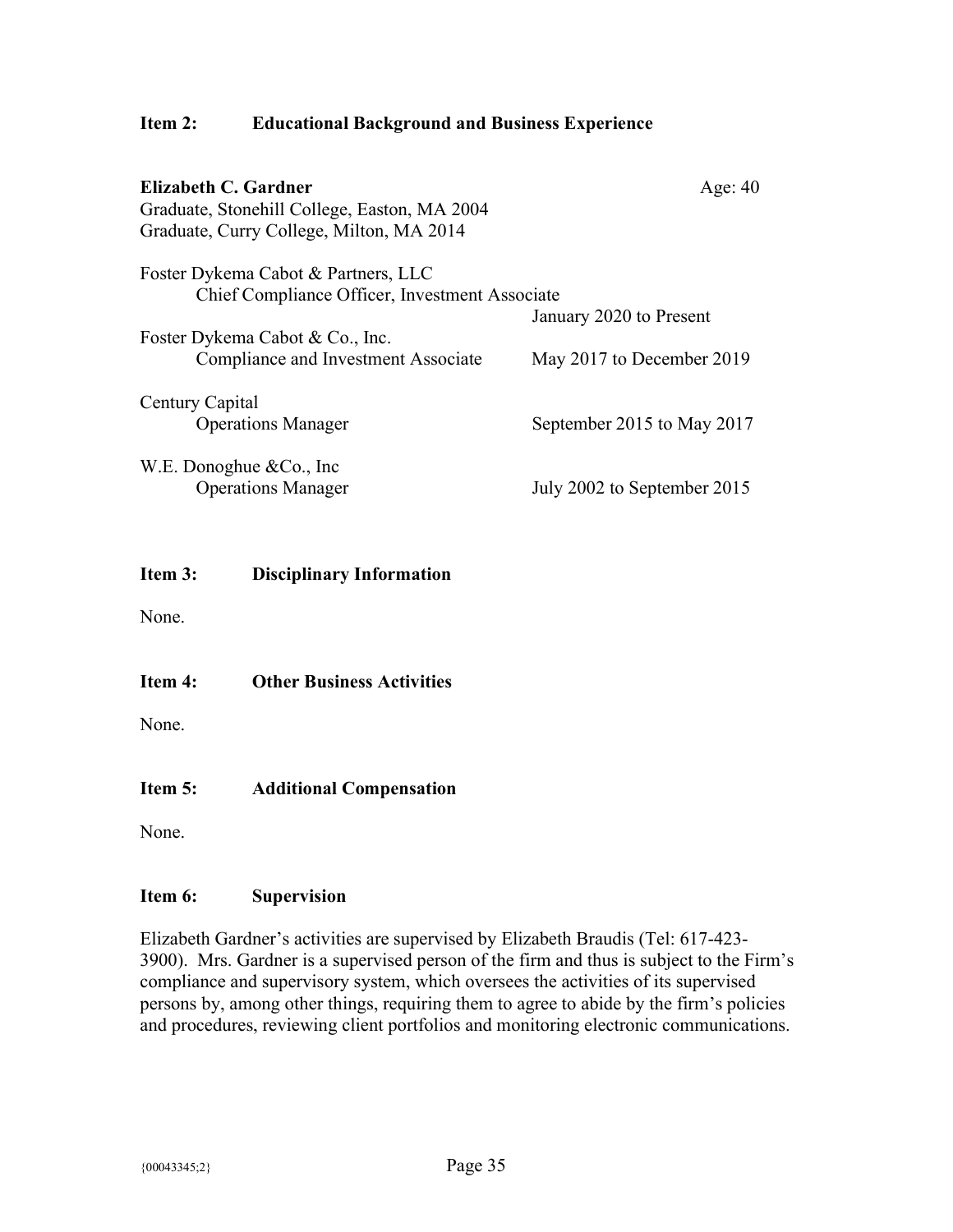## Item 2: Educational Background and Business Experience

**Elizabeth C. Gardner** Age: 40

Graduate, Stonehill College, Easton, MA 2004
Graduate, Curry College, Milton, MA 2014

| | |
|---|---|
| Foster Dykema Cabot & Partners, LLC<br>Chief Compliance Officer, Investment Associate | January 2020 to Present |
| Foster Dykema Cabot & Co., Inc.<br>Compliance and Investment Associate | May 2017 to December 2019 |
| Century Capital<br>Operations Manager | September 2015 to May 2017 |
| W.E. Donoghue &Co., Inc<br>Operations Manager | July 2002 to September 2015 |

## Item 3: Disciplinary Information

None.

## Item 4: Other Business Activities

None.

## Item 5: Additional Compensation

None.

## Item 6: Supervision

Elizabeth Gardner's activities are supervised by Elizabeth Braudis (Tel: 617-423-3900). Mrs. Gardner is a supervised person of the firm and thus is subject to the Firm's compliance and supervisory system, which oversees the activities of its supervised persons by, among other things, requiring them to agree to abide by the firm's policies and procedures, reviewing client portfolios and monitoring electronic communications.